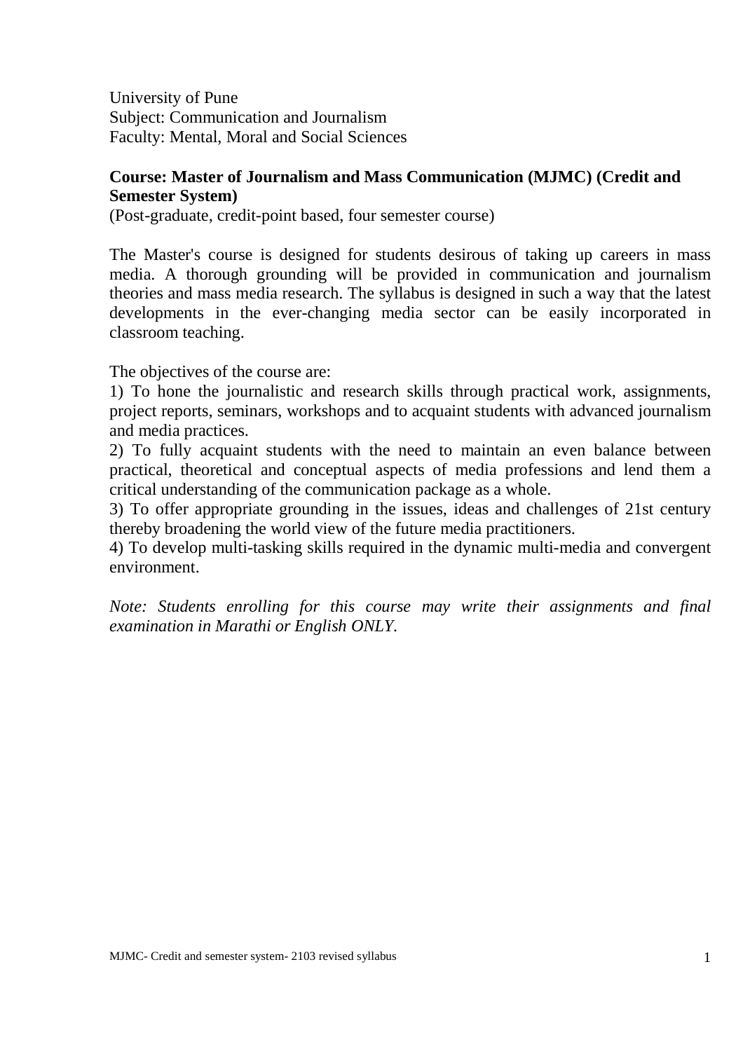University of Pune  
Subject: Communication and Journalism  
Faculty: Mental, Moral and Social Sciences

**Course: Master of Journalism and Mass Communication (MJMC) (Credit and Semester System)**  
(Post-graduate, credit-point based, four semester course)

The Master's course is designed for students desirous of taking up careers in mass media. A thorough grounding will be provided in communication and journalism theories and mass media research. The syllabus is designed in such a way that the latest developments in the ever-changing media sector can be easily incorporated in classroom teaching.

The objectives of the course are:

1) To hone the journalistic and research skills through practical work, assignments, project reports, seminars, workshops and to acquaint students with advanced journalism and media practices.  
2) To fully acquaint students with the need to maintain an even balance between practical, theoretical and conceptual aspects of media professions and lend them a critical understanding of the communication package as a whole.  
3) To offer appropriate grounding in the issues, ideas and challenges of 21st century thereby broadening the world view of the future media practitioners.  
4) To develop multi-tasking skills required in the dynamic multi-media and convergent environment.

*Note: Students enrolling for this course may write their assignments and final examination in Marathi or English ONLY.*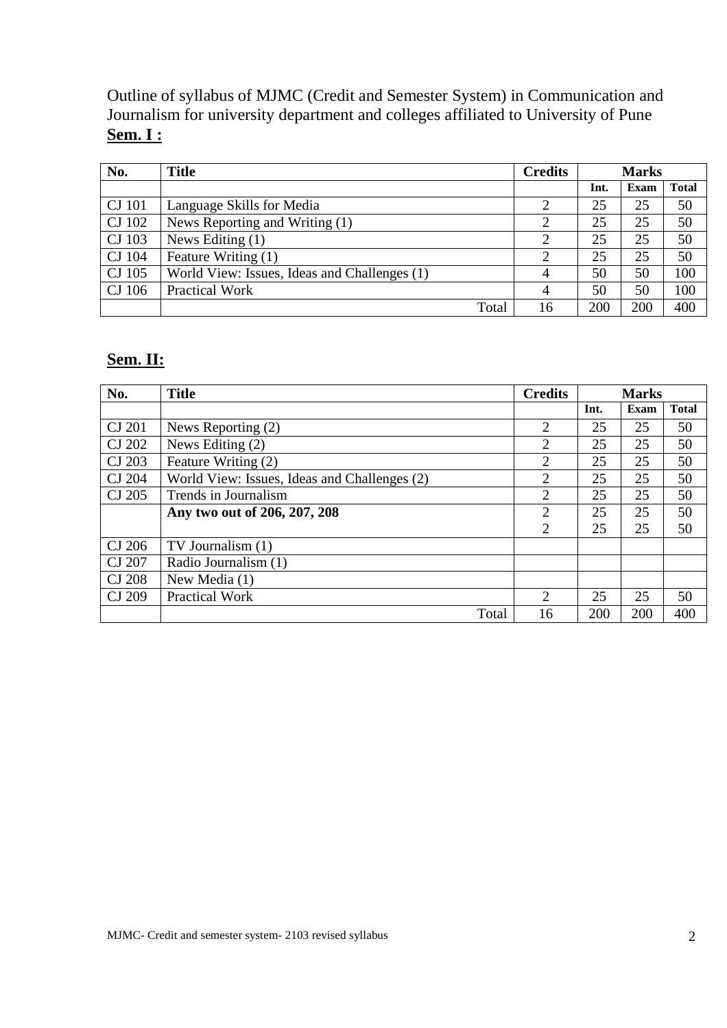Outline of syllabus of MJMC (Credit and Semester System) in Communication and Journalism for university department and colleges affiliated to University of Pune

**Sem. I :**

| No. | Title | Credits | Marks | | |
|---|---|---|---|---|---|
| | | | Int. | Exam | Total |
| CJ 101 | Language Skills for Media | 2 | 25 | 25 | 50 |
| CJ 102 | News Reporting and Writing (1) | 2 | 25 | 25 | 50 |
| CJ 103 | News Editing (1) | 2 | 25 | 25 | 50 |
| CJ 104 | Feature Writing (1) | 2 | 25 | 25 | 50 |
| CJ 105 | World View: Issues, Ideas and Challenges (1) | 4 | 50 | 50 | 100 |
| CJ 106 | Practical Work | 4 | 50 | 50 | 100 |
| | Total | 16 | 200 | 200 | 400 |

**Sem. II:**

| No. | Title | Credits | Marks | | |
|---|---|---|---|---|---|
| | | | Int. | Exam | Total |
| CJ 201 | News Reporting (2) | 2 | 25 | 25 | 50 |
| CJ 202 | News Editing (2) | 2 | 25 | 25 | 50 |
| CJ 203 | Feature Writing (2) | 2 | 25 | 25 | 50 |
| CJ 204 | World View: Issues, Ideas and Challenges (2) | 2 | 25 | 25 | 50 |
| CJ 205 | Trends in Journalism | 2 | 25 | 25 | 50 |
| | **Any two out of 206, 207, 208** | 2<br>2 | 25<br>25 | 25<br>25 | 50<br>50 |
| CJ 206 | TV Journalism (1) | | | | |
| CJ 207 | Radio Journalism (1) | | | | |
| CJ 208 | New Media (1) | | | | |
| CJ 209 | Practical Work | 2 | 25 | 25 | 50 |
| | Total | 16 | 200 | 200 | 400 |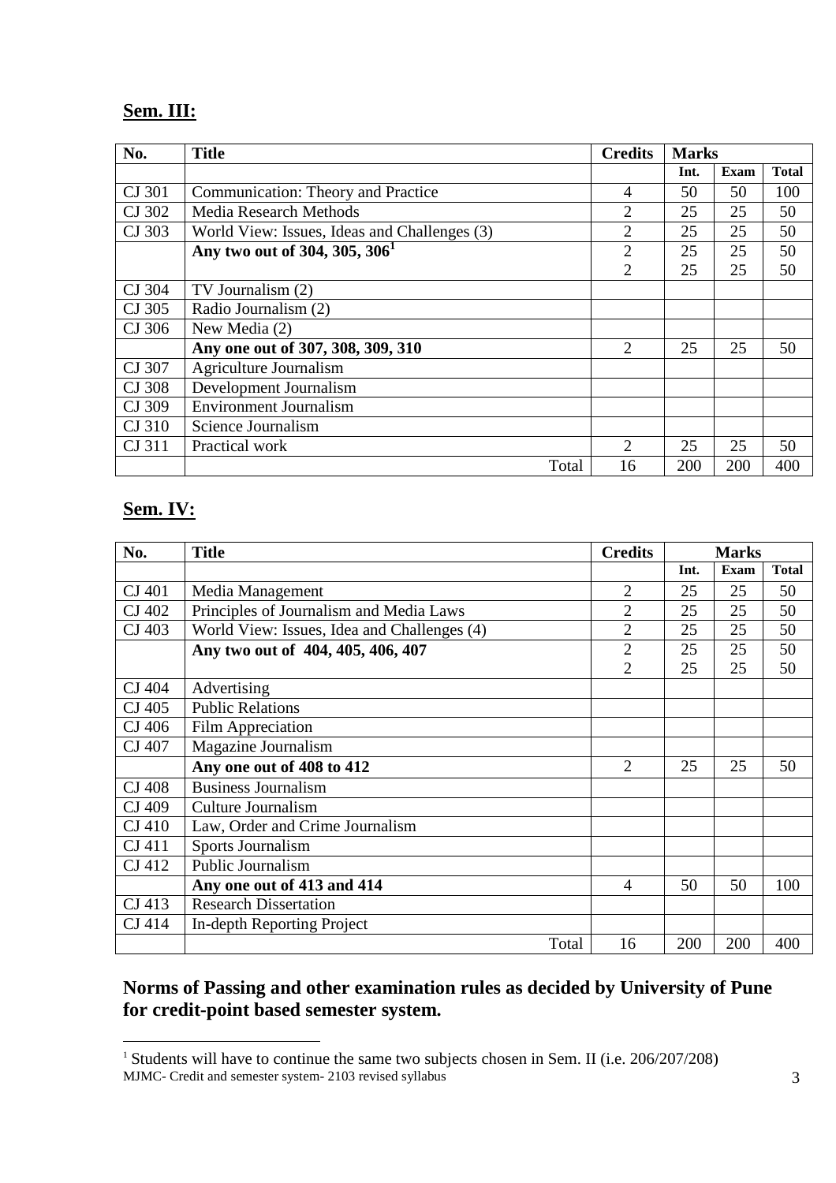## Sem. III:

| No. | Title | Credits | Marks | | |
|---|---|---|---|---|---|
| | | | Int. | Exam | Total |
| CJ 301 | Communication: Theory and Practice | 4 | 50 | 50 | 100 |
| CJ 302 | Media Research Methods | 2 | 25 | 25 | 50 |
| CJ 303 | World View: Issues, Ideas and Challenges (3) | 2 | 25 | 25 | 50 |
| | **Any two out of 304, 305, 306[1]** | 2<br>2 | 25<br>25 | 25<br>25 | 50<br>50 |
| CJ 304 | TV Journalism (2) | | | | |
| CJ 305 | Radio Journalism (2) | | | | |
| CJ 306 | New Media (2) | | | | |
| | **Any one out of 307, 308, 309, 310** | 2 | 25 | 25 | 50 |
| CJ 307 | Agriculture Journalism | | | | |
| CJ 308 | Development Journalism | | | | |
| CJ 309 | Environment Journalism | | | | |
| CJ 310 | Science Journalism | | | | |
| CJ 311 | Practical work | 2 | 25 | 25 | 50 |
| | Total | 16 | 200 | 200 | 400 |

## Sem. IV:

| No. | Title | Credits | Marks | | |
|---|---|---|---|---|---|
| | | | Int. | Exam | Total |
| CJ 401 | Media Management | 2 | 25 | 25 | 50 |
| CJ 402 | Principles of Journalism and Media Laws | 2 | 25 | 25 | 50 |
| CJ 403 | World View: Issues, Idea and Challenges (4) | 2 | 25 | 25 | 50 |
| | **Any two out of 404, 405, 406, 407** | 2<br>2 | 25<br>25 | 25<br>25 | 50<br>50 |
| CJ 404 | Advertising | | | | |
| CJ 405 | Public Relations | | | | |
| CJ 406 | Film Appreciation | | | | |
| CJ 407 | Magazine Journalism | | | | |
| | **Any one out of 408 to 412** | 2 | 25 | 25 | 50 |
| CJ 408 | Business Journalism | | | | |
| CJ 409 | Culture Journalism | | | | |
| CJ 410 | Law, Order and Crime Journalism | | | | |
| CJ 411 | Sports Journalism | | | | |
| CJ 412 | Public Journalism | | | | |
| | **Any one out of 413 and 414** | 4 | 50 | 50 | 100 |
| CJ 413 | Research Dissertation | | | | |
| CJ 414 | In-depth Reporting Project | | | | |
| | Total | 16 | 200 | 200 | 400 |

### Norms of Passing and other examination rules as decided by University of Pune for credit-point based semester system.

[1] Students will have to continue the same two subjects chosen in Sem. II (i.e. 206/207/208)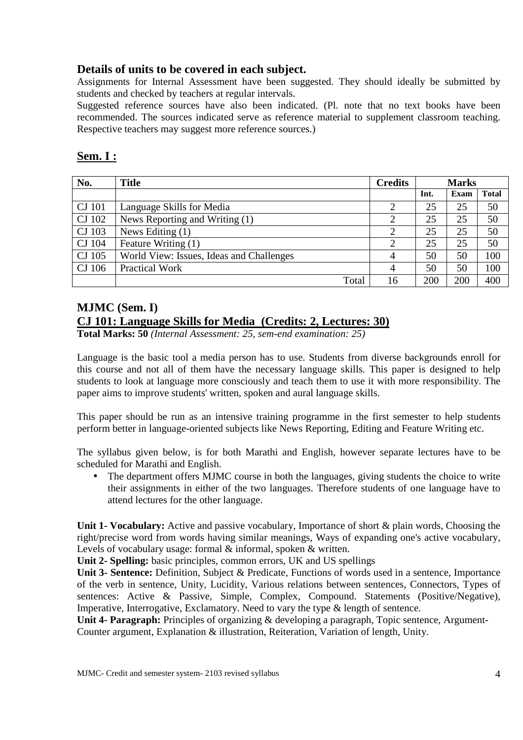## Details of units to be covered in each subject.

Assignments for Internal Assessment have been suggested. They should ideally be submitted by students and checked by teachers at regular intervals.

Suggested reference sources have also been indicated. (Pl. note that no text books have been recommended. The sources indicated serve as reference material to supplement classroom teaching. Respective teachers may suggest more reference sources.)

## Sem. I :

| No. | Title | Credits | Marks | | |
|---|---|---|---|---|---|
| | | | Int. | Exam | Total |
| CJ 101 | Language Skills for Media | 2 | 25 | 25 | 50 |
| CJ 102 | News Reporting and Writing (1) | 2 | 25 | 25 | 50 |
| CJ 103 | News Editing (1) | 2 | 25 | 25 | 50 |
| CJ 104 | Feature Writing (1) | 2 | 25 | 25 | 50 |
| CJ 105 | World View: Issues, Ideas and Challenges | 4 | 50 | 50 | 100 |
| CJ 106 | Practical Work | 4 | 50 | 50 | 100 |
| | Total | 16 | 200 | 200 | 400 |

### MJMC (Sem. I)

### CJ 101: Language Skills for Media (Credits: 2, Lectures: 30)

**Total Marks: 50** *(Internal Assessment: 25, sem-end examination: 25)*

Language is the basic tool a media person has to use. Students from diverse backgrounds enroll for this course and not all of them have the necessary language skills. This paper is designed to help students to look at language more consciously and teach them to use it with more responsibility. The paper aims to improve students' written, spoken and aural language skills.

This paper should be run as an intensive training programme in the first semester to help students perform better in language-oriented subjects like News Reporting, Editing and Feature Writing etc.

The syllabus given below, is for both Marathi and English, however separate lectures have to be scheduled for Marathi and English.

- The department offers MJMC course in both the languages, giving students the choice to write their assignments in either of the two languages. Therefore students of one language have to attend lectures for the other language.

**Unit 1- Vocabulary:** Active and passive vocabulary, Importance of short & plain words, Choosing the right/precise word from words having similar meanings, Ways of expanding one's active vocabulary, Levels of vocabulary usage: formal & informal, spoken & written.

**Unit 2- Spelling:** basic principles, common errors, UK and US spellings

**Unit 3- Sentence:** Definition, Subject & Predicate, Functions of words used in a sentence, Importance of the verb in sentence, Unity, Lucidity, Various relations between sentences, Connectors, Types of sentences: Active & Passive, Simple, Complex, Compound. Statements (Positive/Negative), Imperative, Interrogative, Exclamatory. Need to vary the type & length of sentence.

**Unit 4- Paragraph:** Principles of organizing & developing a paragraph, Topic sentence, Argument-Counter argument, Explanation & illustration, Reiteration, Variation of length, Unity.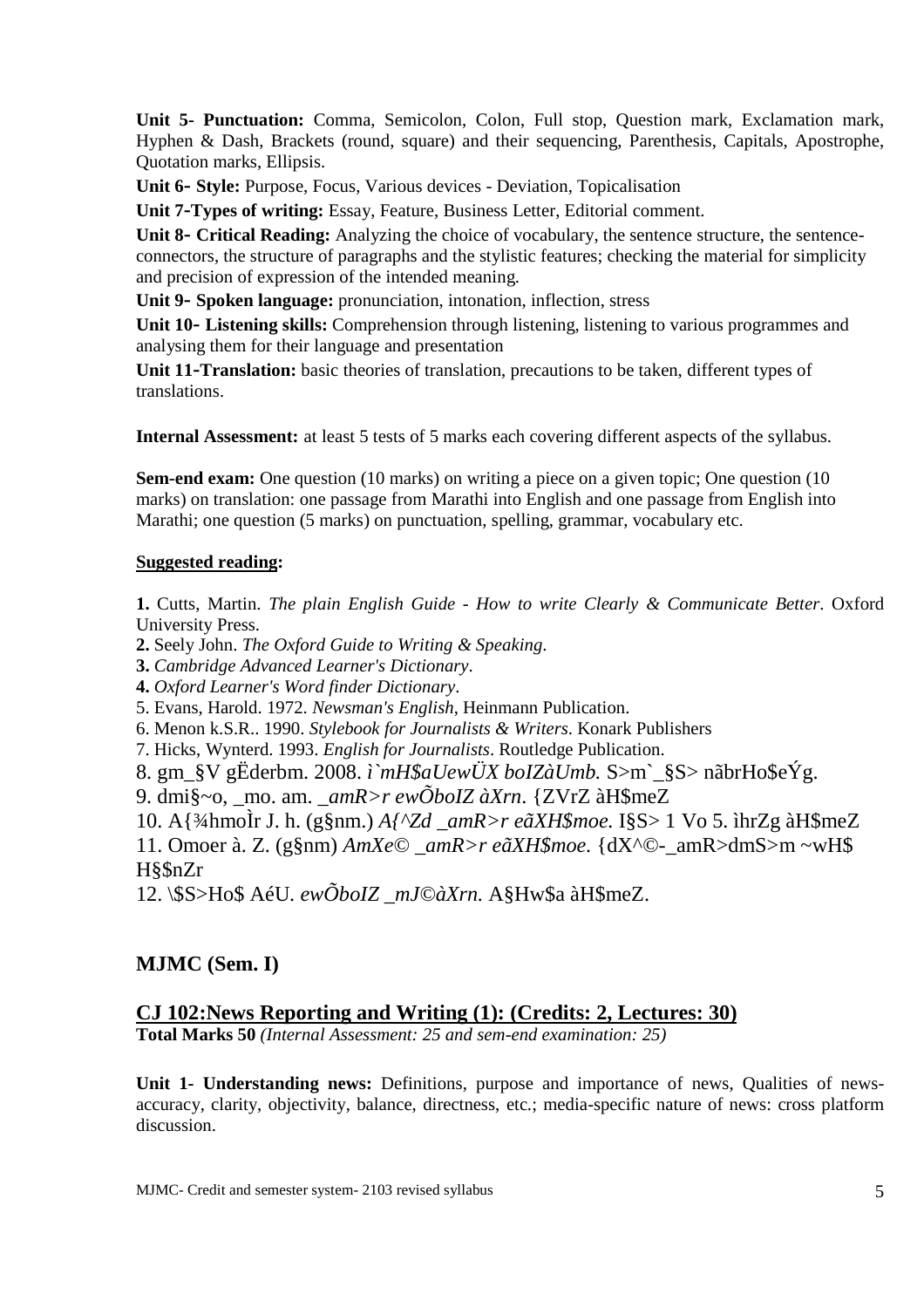**Unit 5- Punctuation:** Comma, Semicolon, Colon, Full stop, Question mark, Exclamation mark, Hyphen & Dash, Brackets (round, square) and their sequencing, Parenthesis, Capitals, Apostrophe, Quotation marks, Ellipsis.

**Unit 6- Style:** Purpose, Focus, Various devices - Deviation, Topicalisation

**Unit 7-Types of writing:** Essay, Feature, Business Letter, Editorial comment.

**Unit 8- Critical Reading:** Analyzing the choice of vocabulary, the sentence structure, the sentence-connectors, the structure of paragraphs and the stylistic features; checking the material for simplicity and precision of expression of the intended meaning.

**Unit 9- Spoken language:** pronunciation, intonation, inflection, stress

**Unit 10- Listening skills:** Comprehension through listening, listening to various programmes and analysing them for their language and presentation

**Unit 11-Translation:** basic theories of translation, precautions to be taken, different types of translations.

**Internal Assessment:** at least 5 tests of 5 marks each covering different aspects of the syllabus.

**Sem-end exam:** One question (10 marks) on writing a piece on a given topic; One question (10 marks) on translation: one passage from Marathi into English and one passage from English into Marathi; one question (5 marks) on punctuation, spelling, grammar, vocabulary etc.

**Suggested reading:**

**1.** Cutts, Martin. *The plain English Guide - How to write Clearly & Communicate Better*. Oxford University Press.

**2.** Seely John. *The Oxford Guide to Writing & Speaking*.

**3.** *Cambridge Advanced Learner's Dictionary*.

**4.** *Oxford Learner's Word finder Dictionary*.

5. Evans, Harold. 1972. *Newsman's English*, Heinmann Publication.

6. Menon k.S.R.. 1990. *Stylebook for Journalists & Writers*. Konark Publishers

7. Hicks, Wynterd. 1993. *English for Journalists*. Routledge Publication.

8. gm_§V gËderbm. 2008. *ì`mH$aUewÜX boIZàUmb.* S>m`_§S> nãbrHo$eÝg.

9. dmi§~o, _mo. am. *_amR>r ewÕboIZ àXrn*. {ZVrZ àH$meZ

10. A{¾hmoÌr J. h. (g§nm.) *A{^Zd _amR>r eãXH$moe.* I§S> 1 Vo 5. ìhrZg àH$meZ

11. Omoer à. Z. (g§nm) *AmXe© _amR>r eãXH$moe.* {dX^©-_amR>dmS>m ~wH$ H§$nZr

12. \$S>Ho$ AéU. *ewÕboIZ _mJ©àXrn.* A§Hw$a àH$meZ.

## MJMC (Sem. I)

### CJ 102:News Reporting and Writing (1): (Credits: 2, Lectures: 30)

**Total Marks 50** *(Internal Assessment: 25 and sem-end examination: 25)*

**Unit 1- Understanding news:** Definitions, purpose and importance of news, Qualities of news- accuracy, clarity, objectivity, balance, directness, etc.; media-specific nature of news: cross platform discussion.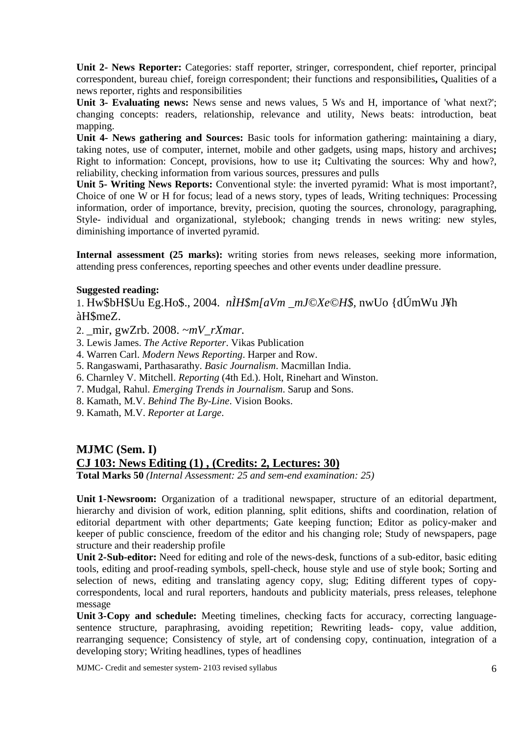**Unit 2- News Reporter:** Categories: staff reporter, stringer, correspondent, chief reporter, principal correspondent, bureau chief, foreign correspondent; their functions and responsibilities**,** Qualities of a news reporter, rights and responsibilities

**Unit 3- Evaluating news:** News sense and news values, 5 Ws and H, importance of 'what next?'; changing concepts: readers, relationship, relevance and utility, News beats: introduction, beat mapping.

**Unit 4- News gathering and Sources:** Basic tools for information gathering: maintaining a diary, taking notes, use of computer, internet, mobile and other gadgets, using maps, history and archives**;** Right to information: Concept, provisions, how to use it**;** Cultivating the sources: Why and how?, reliability, checking information from various sources, pressures and pulls

**Unit 5- Writing News Reports:** Conventional style: the inverted pyramid: What is most important?, Choice of one W or H for focus; lead of a news story, types of leads, Writing techniques: Processing information, order of importance, brevity, precision, quoting the sources, chronology, paragraphing, Style- individual and organizational, stylebook; changing trends in news writing: new styles, diminishing importance of inverted pyramid.

**Internal assessment (25 marks):** writing stories from news releases, seeking more information, attending press conferences, reporting speeches and other events under deadline pressure.

**Suggested reading:**

1. Hw$bH$Uu Eg.Ho$., 2004. *nÌH$m[aVm _mJ©Xe©H$*, nwUo {dÚmWu J¥h àH$meZ.
2. _mir, gwZrb. 2008. *~mV_rXmar*.
3. Lewis James. *The Active Reporter*. Vikas Publication
4. Warren Carl. *Modern News Reporting*. Harper and Row.
5. Rangaswami, Parthasarathy. *Basic Journalism*. Macmillan India.
6. Charnley V. Mitchell. *Reporting* (4th Ed.). Holt, Rinehart and Winston.
7. Mudgal, Rahul. *Emerging Trends in Journalism*. Sarup and Sons.
8. Kamath, M.V. *Behind The By-Line*. Vision Books.
9. Kamath, M.V. *Reporter at Large*.

## MJMC (Sem. I)

## CJ 103: News Editing (1) , (Credits: 2, Lectures: 30)

**Total Marks 50** *(Internal Assessment: 25 and sem-end examination: 25)*

**Unit 1-Newsroom:** Organization of a traditional newspaper, structure of an editorial department, hierarchy and division of work, edition planning, split editions, shifts and coordination, relation of editorial department with other departments; Gate keeping function; Editor as policy-maker and keeper of public conscience, freedom of the editor and his changing role; Study of newspapers, page structure and their readership profile

**Unit 2-Sub-editor:** Need for editing and role of the news-desk, functions of a sub-editor, basic editing tools, editing and proof-reading symbols, spell-check, house style and use of style book; Sorting and selection of news, editing and translating agency copy, slug; Editing different types of copy- correspondents, local and rural reporters, handouts and publicity materials, press releases, telephone message

**Unit 3-Copy and schedule:** Meeting timelines, checking facts for accuracy, correcting language- sentence structure, paraphrasing, avoiding repetition; Rewriting leads- copy, value addition, rearranging sequence; Consistency of style, art of condensing copy, continuation, integration of a developing story; Writing headlines, types of headlines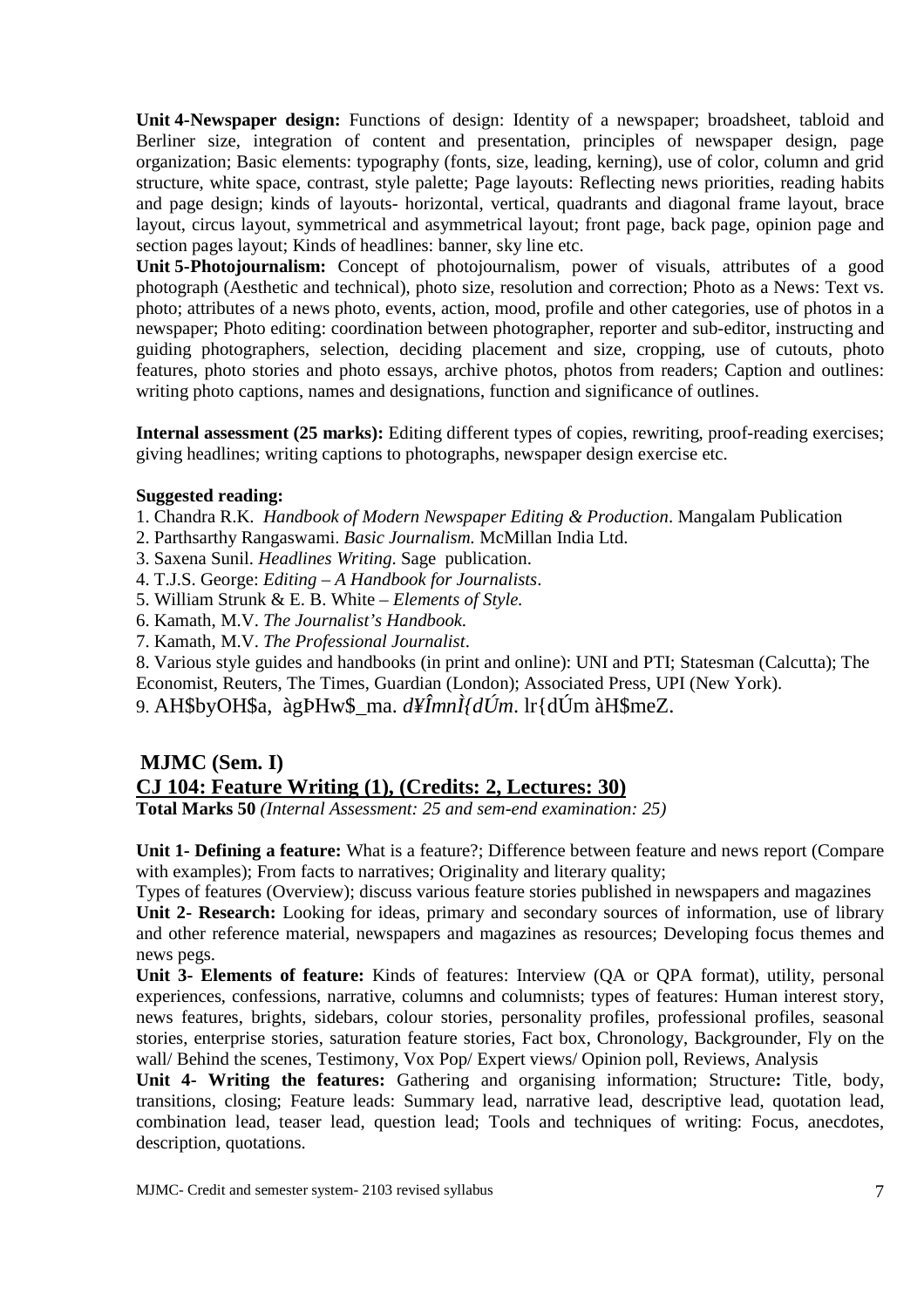**Unit 4-Newspaper design:** Functions of design: Identity of a newspaper; broadsheet, tabloid and Berliner size, integration of content and presentation, principles of newspaper design, page organization; Basic elements: typography (fonts, size, leading, kerning), use of color, column and grid structure, white space, contrast, style palette; Page layouts: Reflecting news priorities, reading habits and page design; kinds of layouts- horizontal, vertical, quadrants and diagonal frame layout, brace layout, circus layout, symmetrical and asymmetrical layout; front page, back page, opinion page and section pages layout; Kinds of headlines: banner, sky line etc.

**Unit 5-Photojournalism:** Concept of photojournalism, power of visuals, attributes of a good photograph (Aesthetic and technical), photo size, resolution and correction; Photo as a News: Text vs. photo; attributes of a news photo, events, action, mood, profile and other categories, use of photos in a newspaper; Photo editing: coordination between photographer, reporter and sub-editor, instructing and guiding photographers, selection, deciding placement and size, cropping, use of cutouts, photo features, photo stories and photo essays, archive photos, photos from readers; Caption and outlines: writing photo captions, names and designations, function and significance of outlines.

**Internal assessment (25 marks):** Editing different types of copies, rewriting, proof-reading exercises; giving headlines; writing captions to photographs, newspaper design exercise etc.

**Suggested reading:**

1. Chandra R.K. *Handbook of Modern Newspaper Editing & Production*. Mangalam Publication
2. Parthsarthy Rangaswami. *Basic Journalism.* McMillan India Ltd.
3. Saxena Sunil. *Headlines Writing*. Sage publication.
4. T.J.S. George: *Editing – A Handbook for Journalists*.
5. William Strunk & E. B. White – *Elements of Style.*
6. Kamath, M.V. *The Journalist's Handbook*.
7. Kamath, M.V. *The Professional Journalist*.
8. Various style guides and handbooks (in print and online): UNI and PTI; Statesman (Calcutta); The Economist, Reuters, The Times, Guardian (London); Associated Press, UPI (New York).
9. AH$byOH$a, àgÞHw$_ma. *d¥ÎmnÌ{dÚm*. lr{dÚm àH$meZ.

## MJMC (Sem. I)

## CJ 104: Feature Writing (1), (Credits: 2, Lectures: 30)

**Total Marks 50** *(Internal Assessment: 25 and sem-end examination: 25)*

**Unit 1- Defining a feature:** What is a feature?; Difference between feature and news report (Compare with examples); From facts to narratives; Originality and literary quality;

Types of features (Overview); discuss various feature stories published in newspapers and magazines

**Unit 2- Research:** Looking for ideas, primary and secondary sources of information, use of library and other reference material, newspapers and magazines as resources; Developing focus themes and news pegs.

**Unit 3- Elements of feature:** Kinds of features: Interview (QA or QPA format), utility, personal experiences, confessions, narrative, columns and columnists; types of features: Human interest story, news features, brights, sidebars, colour stories, personality profiles, professional profiles, seasonal stories, enterprise stories, saturation feature stories, Fact box, Chronology, Backgrounder, Fly on the wall/ Behind the scenes, Testimony, Vox Pop/ Expert views/ Opinion poll, Reviews, Analysis

**Unit 4- Writing the features:** Gathering and organising information; Structure**:** Title, body, transitions, closing; Feature leads: Summary lead, narrative lead, descriptive lead, quotation lead, combination lead, teaser lead, question lead; Tools and techniques of writing: Focus, anecdotes, description, quotations.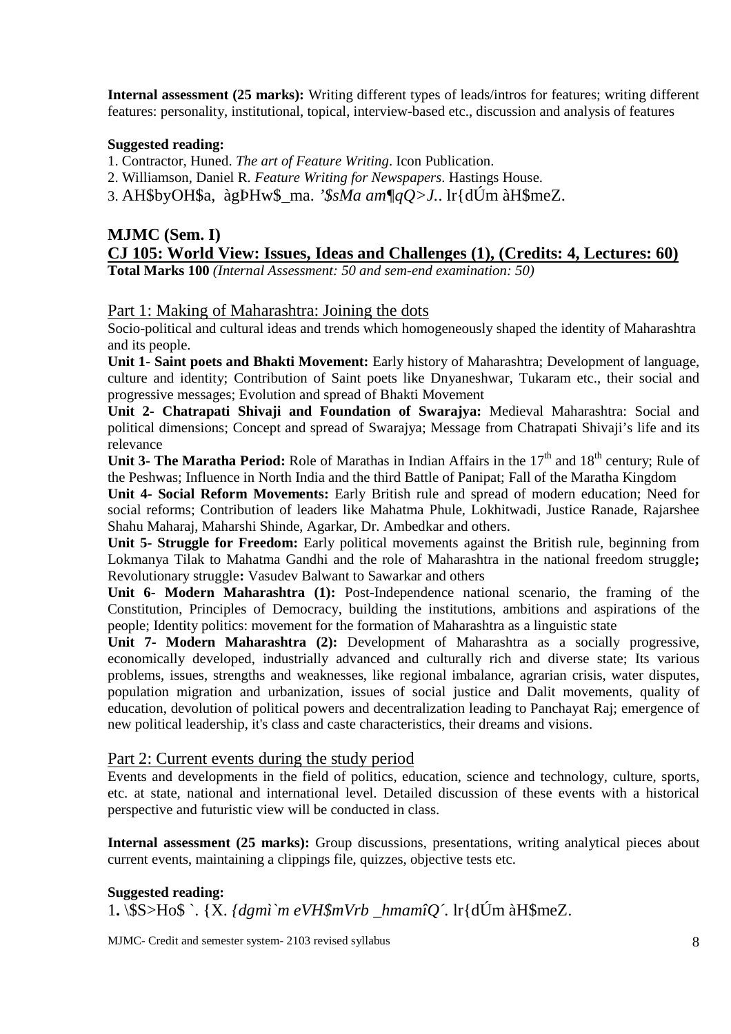**Internal assessment (25 marks):** Writing different types of leads/intros for features; writing different features: personality, institutional, topical, interview-based etc., discussion and analysis of features

**Suggested reading:**

1. Contractor, Huned. *The art of Feature Writing*. Icon Publication.
2. Williamson, Daniel R. *Feature Writing for Newspapers*. Hastings House.
3. AH$byOH$a, àgÞHw$_ma. *'$sMa am¶qQ>J.*. lr{dÚm àH$meZ.

## MJMC (Sem. I)

## CJ 105: World View: Issues, Ideas and Challenges (1), (Credits: 4, Lectures: 60)

**Total Marks 100** *(Internal Assessment: 50 and sem-end examination: 50)*

### Part 1: Making of Maharashtra: Joining the dots

Socio-political and cultural ideas and trends which homogeneously shaped the identity of Maharashtra and its people.

**Unit 1- Saint poets and Bhakti Movement:** Early history of Maharashtra; Development of language, culture and identity; Contribution of Saint poets like Dnyaneshwar, Tukaram etc., their social and progressive messages; Evolution and spread of Bhakti Movement

**Unit 2- Chatrapati Shivaji and Foundation of Swarajya:** Medieval Maharashtra: Social and political dimensions; Concept and spread of Swarajya; Message from Chatrapati Shivaji's life and its relevance

**Unit 3- The Maratha Period:** Role of Marathas in Indian Affairs in the 17th and 18th century; Rule of the Peshwas; Influence in North India and the third Battle of Panipat; Fall of the Maratha Kingdom

**Unit 4- Social Reform Movements:** Early British rule and spread of modern education; Need for social reforms; Contribution of leaders like Mahatma Phule, Lokhitwadi, Justice Ranade, Rajarshee Shahu Maharaj, Maharshi Shinde, Agarkar, Dr. Ambedkar and others.

**Unit 5- Struggle for Freedom:** Early political movements against the British rule, beginning from Lokmanya Tilak to Mahatma Gandhi and the role of Maharashtra in the national freedom struggle**;** Revolutionary struggle**:** Vasudev Balwant to Sawarkar and others

**Unit 6- Modern Maharashtra (1):** Post-Independence national scenario, the framing of the Constitution, Principles of Democracy, building the institutions, ambitions and aspirations of the people; Identity politics: movement for the formation of Maharashtra as a linguistic state

**Unit 7- Modern Maharashtra (2):** Development of Maharashtra as a socially progressive, economically developed, industrially advanced and culturally rich and diverse state; Its various problems, issues, strengths and weaknesses, like regional imbalance, agrarian crisis, water disputes, population migration and urbanization, issues of social justice and Dalit movements, quality of education, devolution of political powers and decentralization leading to Panchayat Raj; emergence of new political leadership, it's class and caste characteristics, their dreams and visions.

### Part 2: Current events during the study period

Events and developments in the field of politics, education, science and technology, culture, sports, etc. at state, national and international level. Detailed discussion of these events with a historical perspective and futuristic view will be conducted in class.

**Internal assessment (25 marks):** Group discussions, presentations, writing analytical pieces about current events, maintaining a clippings file, quizzes, objective tests etc.

**Suggested reading:**

1**.** \$S>Ho$ `. {X. *{dgmì`m eVH$mVrb _hmamîQ´*. lr{dÚm àH$meZ.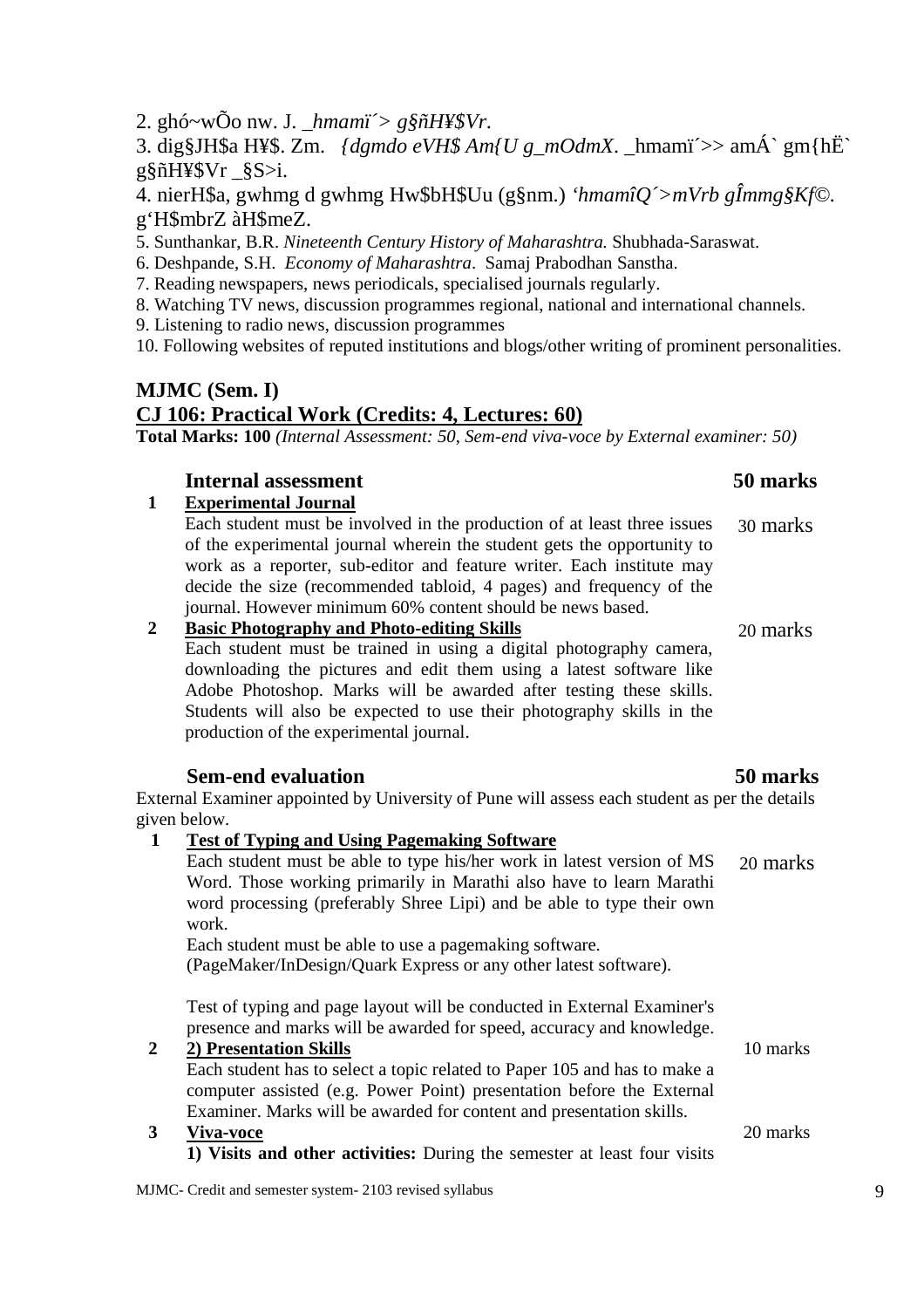2. ghó~wÕo nw. J. *_hmamï´> g§ñH¥$Vr.*

3. dig§JH$a H¥$. Zm. *{dgmdo eVH$ Am{U g_mOdmX*. _hmamï´>> amÁ` gm{hË` g§ñH¥$Vr _§S>i.

4. nierH$a, gwhmg d gwhmg Hw$bH$Uu (g§nm.) *'hmamîQ´>mVrb gÎmmg§Kf©.* g'H$mbrZ àH$meZ.

5. Sunthankar, B.R. *Nineteenth Century History of Maharashtra.* Shubhada-Saraswat.

6. Deshpande, S.H. *Economy of Maharashtra*. Samaj Prabodhan Sanstha.

7. Reading newspapers, news periodicals, specialised journals regularly.

8. Watching TV news, discussion programmes regional, national and international channels.

9. Listening to radio news, discussion programmes

10. Following websites of reputed institutions and blogs/other writing of prominent personalities.

## MJMC (Sem. I)

## CJ 106: Practical Work (Credits: 4, Lectures: 60)

**Total Marks: 100** *(Internal Assessment: 50, Sem-end viva-voce by External examiner: 50)*

### Internal assessment — 50 marks

**1. Experimental Journal** — 30 marks

Each student must be involved in the production of at least three issues of the experimental journal wherein the student gets the opportunity to work as a reporter, sub-editor and feature writer. Each institute may decide the size (recommended tabloid, 4 pages) and frequency of the journal. However minimum 60% content should be news based.

**2. Basic Photography and Photo-editing Skills** — 20 marks

Each student must be trained in using a digital photography camera, downloading the pictures and edit them using a latest software like Adobe Photoshop. Marks will be awarded after testing these skills. Students will also be expected to use their photography skills in the production of the experimental journal.

### Sem-end evaluation — 50 marks

External Examiner appointed by University of Pune will assess each student as per the details given below.

**1. Test of Typing and Using Pagemaking Software** — 20 marks

Each student must be able to type his/her work in latest version of MS Word. Those working primarily in Marathi also have to learn Marathi word processing (preferably Shree Lipi) and be able to type their own work.

Each student must be able to use a pagemaking software.
(PageMaker/InDesign/Quark Express or any other latest software).

Test of typing and page layout will be conducted in External Examiner's presence and marks will be awarded for speed, accuracy and knowledge.

**2. 2) Presentation Skills** — 10 marks

Each student has to select a topic related to Paper 105 and has to make a computer assisted (e.g. Power Point) presentation before the External Examiner. Marks will be awarded for content and presentation skills.

**3. Viva-voce** — 20 marks

**1) Visits and other activities:** During the semester at least four visits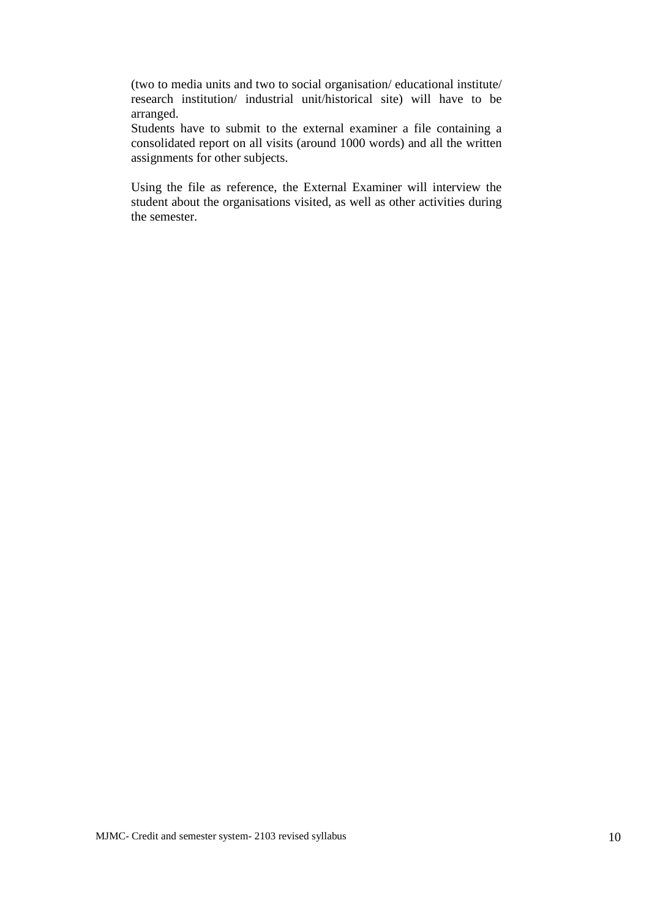(two to media units and two to social organisation/ educational institute/ research institution/ industrial unit/historical site) will have to be arranged.

Students have to submit to the external examiner a file containing a consolidated report on all visits (around 1000 words) and all the written assignments for other subjects.

Using the file as reference, the External Examiner will interview the student about the organisations visited, as well as other activities during the semester.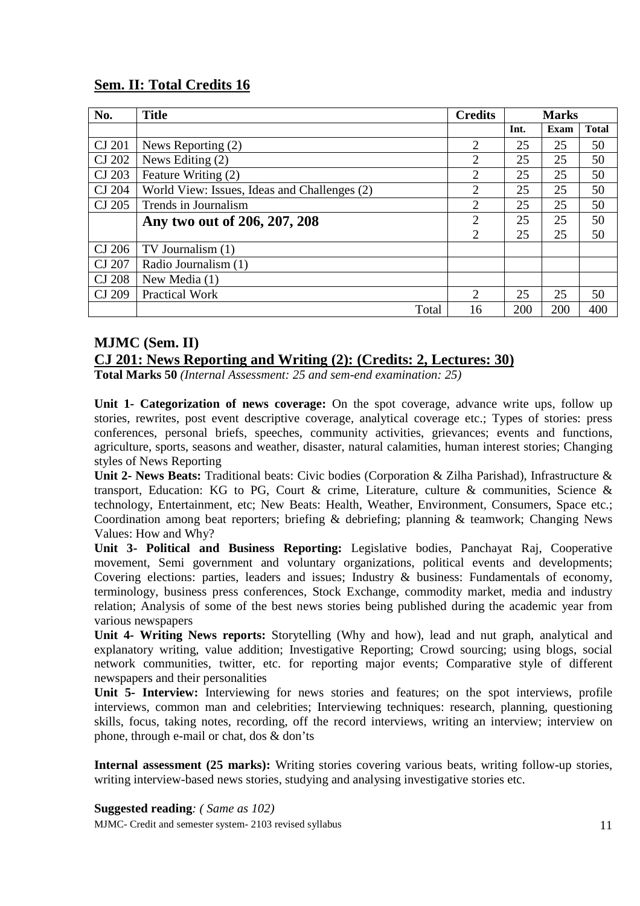## Sem. II: Total Credits 16

| No. | Title | Credits | Marks | | |
|---|---|---|---|---|---|
| | | | Int. | Exam | Total |
| CJ 201 | News Reporting (2) | 2 | 25 | 25 | 50 |
| CJ 202 | News Editing (2) | 2 | 25 | 25 | 50 |
| CJ 203 | Feature Writing (2) | 2 | 25 | 25 | 50 |
| CJ 204 | World View: Issues, Ideas and Challenges (2) | 2 | 25 | 25 | 50 |
| CJ 205 | Trends in Journalism | 2 | 25 | 25 | 50 |
| | **Any two out of 206, 207, 208** | 2<br>2 | 25<br>25 | 25<br>25 | 50<br>50 |
| CJ 206 | TV Journalism (1) | | | | |
| CJ 207 | Radio Journalism (1) | | | | |
| CJ 208 | New Media (1) | | | | |
| CJ 209 | Practical Work | 2 | 25 | 25 | 50 |
| | Total | 16 | 200 | 200 | 400 |

## MJMC (Sem. II)

### CJ 201: News Reporting and Writing (2): (Credits: 2, Lectures: 30)

**Total Marks 50** *(Internal Assessment: 25 and sem-end examination: 25)*

**Unit 1- Categorization of news coverage:** On the spot coverage, advance write ups, follow up stories, rewrites, post event descriptive coverage, analytical coverage etc.; Types of stories: press conferences, personal briefs, speeches, community activities, grievances; events and functions, agriculture, sports, seasons and weather, disaster, natural calamities, human interest stories; Changing styles of News Reporting

**Unit 2- News Beats:** Traditional beats: Civic bodies (Corporation & Zilha Parishad), Infrastructure & transport, Education: KG to PG, Court & crime, Literature, culture & communities, Science & technology, Entertainment, etc; New Beats: Health, Weather, Environment, Consumers, Space etc.; Coordination among beat reporters; briefing & debriefing; planning & teamwork; Changing News Values: How and Why?

**Unit 3- Political and Business Reporting:** Legislative bodies, Panchayat Raj, Cooperative movement, Semi government and voluntary organizations, political events and developments; Covering elections: parties, leaders and issues; Industry & business: Fundamentals of economy, terminology, business press conferences, Stock Exchange, commodity market, media and industry relation; Analysis of some of the best news stories being published during the academic year from various newspapers

**Unit 4- Writing News reports:** Storytelling (Why and how), lead and nut graph, analytical and explanatory writing, value addition; Investigative Reporting; Crowd sourcing; using blogs, social network communities, twitter, etc. for reporting major events; Comparative style of different newspapers and their personalities

**Unit 5- Interview:** Interviewing for news stories and features; on the spot interviews, profile interviews, common man and celebrities; Interviewing techniques: research, planning, questioning skills, focus, taking notes, recording, off the record interviews, writing an interview; interview on phone, through e-mail or chat, dos & don'ts

**Internal assessment (25 marks):** Writing stories covering various beats, writing follow-up stories, writing interview-based news stories, studying and analysing investigative stories etc.

**Suggested reading***: ( Same as 102)*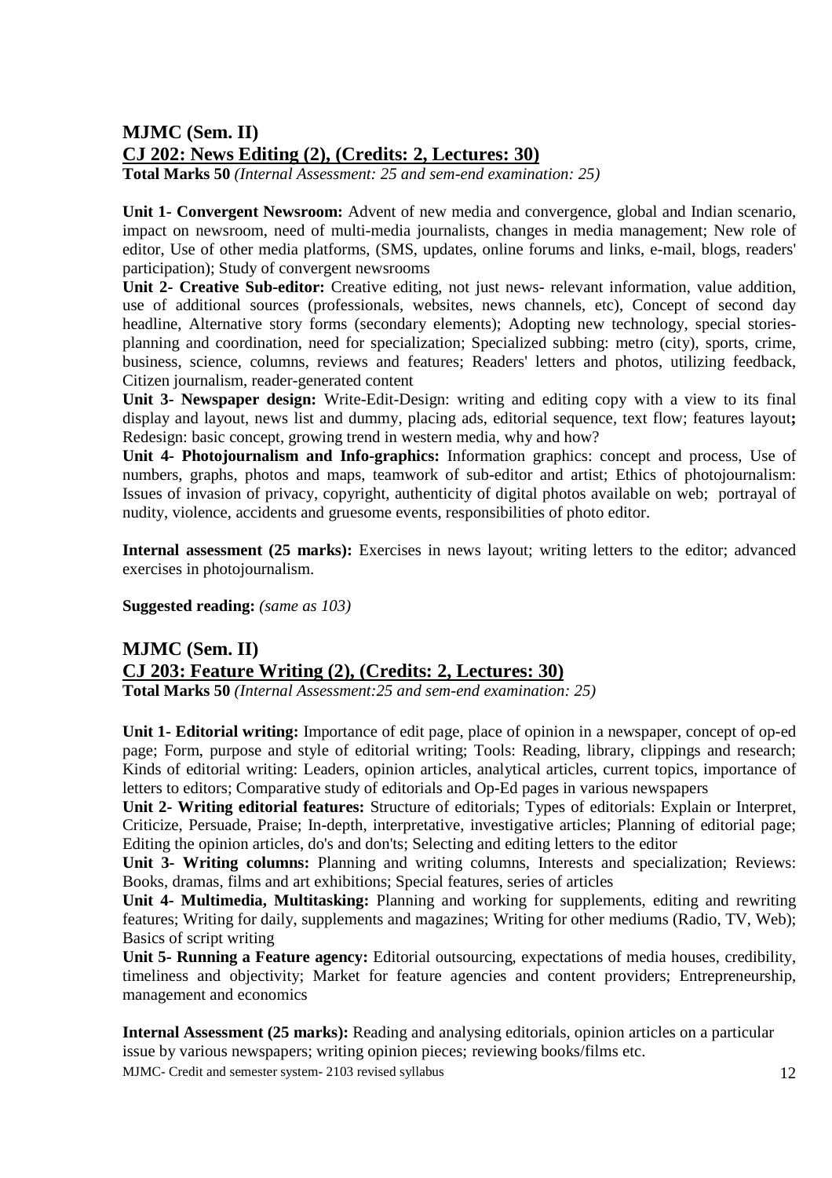## MJMC (Sem. II)

## CJ 202: News Editing (2), (Credits: 2, Lectures: 30)

**Total Marks 50** *(Internal Assessment: 25 and sem-end examination: 25)*

**Unit 1- Convergent Newsroom:** Advent of new media and convergence, global and Indian scenario, impact on newsroom, need of multi-media journalists, changes in media management; New role of editor, Use of other media platforms, (SMS, updates, online forums and links, e-mail, blogs, readers' participation); Study of convergent newsrooms

**Unit 2- Creative Sub-editor:** Creative editing, not just news- relevant information, value addition, use of additional sources (professionals, websites, news channels, etc), Concept of second day headline, Alternative story forms (secondary elements); Adopting new technology, special stories- planning and coordination, need for specialization; Specialized subbing: metro (city), sports, crime, business, science, columns, reviews and features; Readers' letters and photos, utilizing feedback, Citizen journalism, reader-generated content

**Unit 3- Newspaper design:** Write-Edit-Design: writing and editing copy with a view to its final display and layout, news list and dummy, placing ads, editorial sequence, text flow; features layout**;** Redesign: basic concept, growing trend in western media, why and how?

**Unit 4- Photojournalism and Info-graphics:** Information graphics: concept and process, Use of numbers, graphs, photos and maps, teamwork of sub-editor and artist; Ethics of photojournalism: Issues of invasion of privacy, copyright, authenticity of digital photos available on web; portrayal of nudity, violence, accidents and gruesome events, responsibilities of photo editor.

**Internal assessment (25 marks):** Exercises in news layout; writing letters to the editor; advanced exercises in photojournalism.

**Suggested reading:** *(same as 103)*

## MJMC (Sem. II)

## CJ 203: Feature Writing (2), (Credits: 2, Lectures: 30)

**Total Marks 50** *(Internal Assessment:25 and sem-end examination: 25)*

**Unit 1- Editorial writing:** Importance of edit page, place of opinion in a newspaper, concept of op-ed page; Form, purpose and style of editorial writing; Tools: Reading, library, clippings and research; Kinds of editorial writing: Leaders, opinion articles, analytical articles, current topics, importance of letters to editors; Comparative study of editorials and Op-Ed pages in various newspapers

**Unit 2- Writing editorial features:** Structure of editorials; Types of editorials: Explain or Interpret, Criticize, Persuade, Praise; In-depth, interpretative, investigative articles; Planning of editorial page; Editing the opinion articles, do's and don'ts; Selecting and editing letters to the editor

**Unit 3- Writing columns:** Planning and writing columns, Interests and specialization; Reviews: Books, dramas, films and art exhibitions; Special features, series of articles

**Unit 4- Multimedia, Multitasking:** Planning and working for supplements, editing and rewriting features; Writing for daily, supplements and magazines; Writing for other mediums (Radio, TV, Web); Basics of script writing

**Unit 5- Running a Feature agency:** Editorial outsourcing, expectations of media houses, credibility, timeliness and objectivity; Market for feature agencies and content providers; Entrepreneurship, management and economics

**Internal Assessment (25 marks):** Reading and analysing editorials, opinion articles on a particular issue by various newspapers; writing opinion pieces; reviewing books/films etc.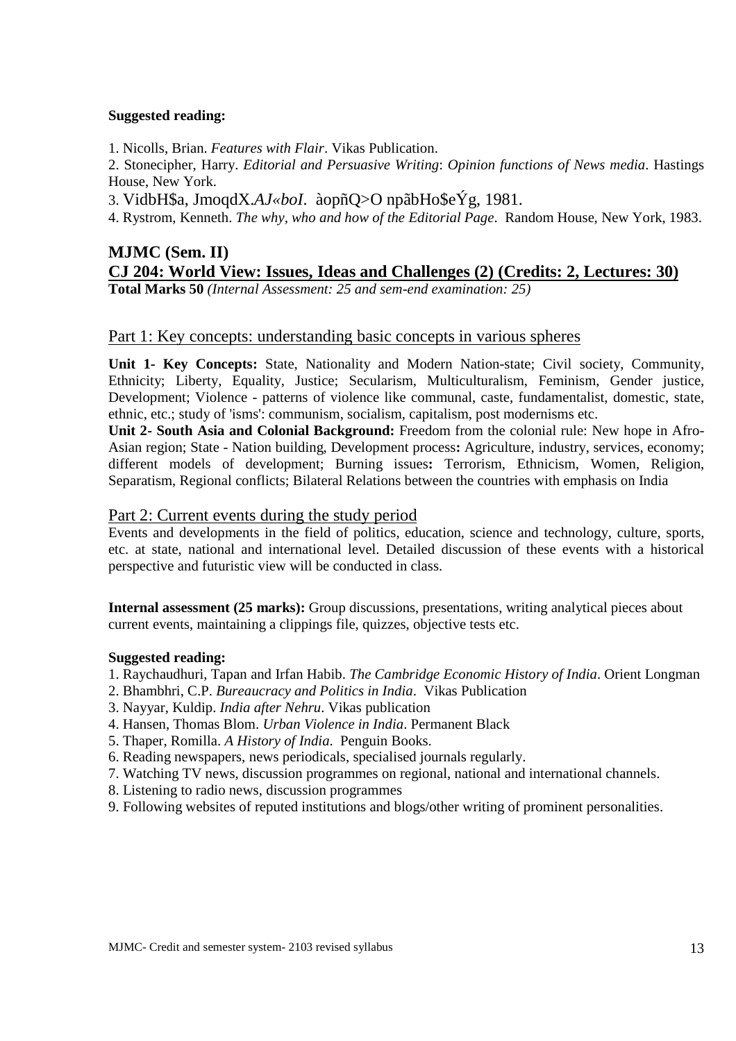**Suggested reading:**

1. Nicolls, Brian. *Features with Flair*. Vikas Publication.
2. Stonecipher, Harry. *Editorial and Persuasive Writing*: *Opinion functions of News media*. Hastings House, New York.
3. VidbH$a, JmoqdX.*AJ«boI*. àopñQ>O npãbHo$eÝg, 1981.
4. Rystrom, Kenneth. *The why, who and how of the Editorial Page*. Random House, New York, 1983.

## MJMC (Sem. II)

## CJ 204: World View: Issues, Ideas and Challenges (2) (Credits: 2, Lectures: 30)

**Total Marks 50** *(Internal Assessment: 25 and sem-end examination: 25)*

### Part 1: Key concepts: understanding basic concepts in various spheres

**Unit 1- Key Concepts:** State, Nationality and Modern Nation-state; Civil society, Community, Ethnicity; Liberty, Equality, Justice; Secularism, Multiculturalism, Feminism, Gender justice, Development; Violence - patterns of violence like communal, caste, fundamentalist, domestic, state, ethnic, etc.; study of 'isms': communism, socialism, capitalism, post modernisms etc.

**Unit 2- South Asia and Colonial Background:** Freedom from the colonial rule: New hope in Afro-Asian region; State - Nation building, Development process**:** Agriculture, industry, services, economy; different models of development; Burning issues**:** Terrorism, Ethnicism, Women, Religion, Separatism, Regional conflicts; Bilateral Relations between the countries with emphasis on India

### Part 2: Current events during the study period

Events and developments in the field of politics, education, science and technology, culture, sports, etc. at state, national and international level. Detailed discussion of these events with a historical perspective and futuristic view will be conducted in class.

**Internal assessment (25 marks):** Group discussions, presentations, writing analytical pieces about current events, maintaining a clippings file, quizzes, objective tests etc.

**Suggested reading:**

1. Raychaudhuri, Tapan and Irfan Habib. *The Cambridge Economic History of India*. Orient Longman
2. Bhambhri, C.P. *Bureaucracy and Politics in India*. Vikas Publication
3. Nayyar, Kuldip. *India after Nehru*. Vikas publication
4. Hansen, Thomas Blom. *Urban Violence in India*. Permanent Black
5. Thaper, Romilla. *A History of India.* Penguin Books.
6. Reading newspapers, news periodicals, specialised journals regularly.
7. Watching TV news, discussion programmes on regional, national and international channels.
8. Listening to radio news, discussion programmes
9. Following websites of reputed institutions and blogs/other writing of prominent personalities.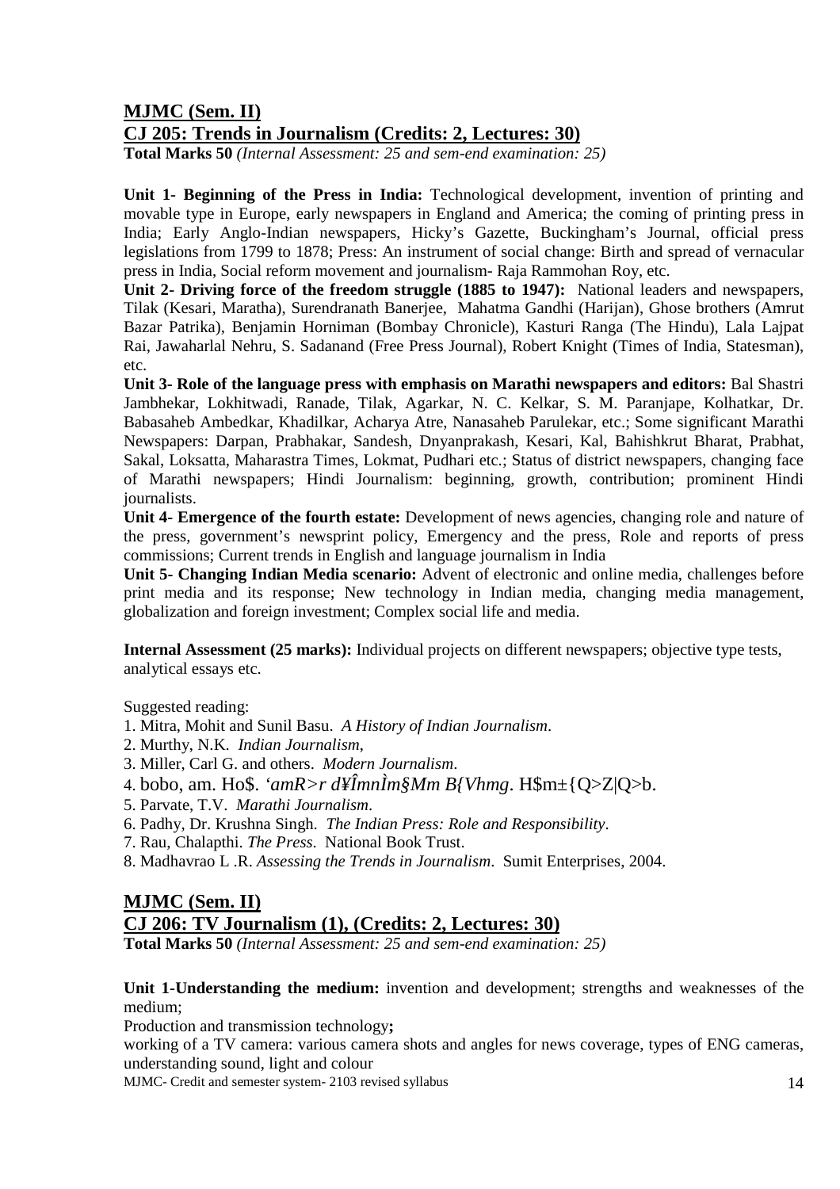## MJMC (Sem. II)

## CJ 205: Trends in Journalism (Credits: 2, Lectures: 30)

**Total Marks 50** *(Internal Assessment: 25 and sem-end examination: 25)*

**Unit 1- Beginning of the Press in India:** Technological development, invention of printing and movable type in Europe, early newspapers in England and America; the coming of printing press in India; Early Anglo-Indian newspapers, Hicky's Gazette, Buckingham's Journal, official press legislations from 1799 to 1878; Press: An instrument of social change: Birth and spread of vernacular press in India, Social reform movement and journalism- Raja Rammohan Roy, etc.

**Unit 2- Driving force of the freedom struggle (1885 to 1947):** National leaders and newspapers, Tilak (Kesari, Maratha), Surendranath Banerjee, Mahatma Gandhi (Harijan), Ghose brothers (Amrut Bazar Patrika), Benjamin Horniman (Bombay Chronicle), Kasturi Ranga (The Hindu), Lala Lajpat Rai, Jawaharlal Nehru, S. Sadanand (Free Press Journal), Robert Knight (Times of India, Statesman), etc.

**Unit 3- Role of the language press with emphasis on Marathi newspapers and editors:** Bal Shastri Jambhekar, Lokhitwadi, Ranade, Tilak, Agarkar, N. C. Kelkar, S. M. Paranjape, Kolhatkar, Dr. Babasaheb Ambedkar, Khadilkar, Acharya Atre, Nanasaheb Parulekar, etc.; Some significant Marathi Newspapers: Darpan, Prabhakar, Sandesh, Dnyanprakash, Kesari, Kal, Bahishkrut Bharat, Prabhat, Sakal, Loksatta, Maharastra Times, Lokmat, Pudhari etc.; Status of district newspapers, changing face of Marathi newspapers; Hindi Journalism: beginning, growth, contribution; prominent Hindi journalists.

**Unit 4- Emergence of the fourth estate:** Development of news agencies, changing role and nature of the press, government's newsprint policy, Emergency and the press, Role and reports of press commissions; Current trends in English and language journalism in India

**Unit 5- Changing Indian Media scenario:** Advent of electronic and online media, challenges before print media and its response; New technology in Indian media, changing media management, globalization and foreign investment; Complex social life and media.

**Internal Assessment (25 marks):** Individual projects on different newspapers; objective type tests, analytical essays etc.

Suggested reading:

1. Mitra, Mohit and Sunil Basu. *A History of Indian Journalism*.
2. Murthy, N.K. *Indian Journalism*,
3. Miller, Carl G. and others. *Modern Journalism*.
4. bobo, am. Ho$. *'amR>r d¥ÎmnÌm§Mm B{Vhmg*. H$m±{Q>Z|Q>b.
5. Parvate, T.V. *Marathi Journalism*.
6. Padhy, Dr. Krushna Singh. *The Indian Press: Role and Responsibility*.
7. Rau, Chalapthi. *The Press*. National Book Trust.
8. Madhavrao L .R. *Assessing the Trends in Journalism*. Sumit Enterprises, 2004.

## MJMC (Sem. II)

## CJ 206: TV Journalism (1), (Credits: 2, Lectures: 30)

**Total Marks 50** *(Internal Assessment: 25 and sem-end examination: 25)*

**Unit 1-Understanding the medium:** invention and development; strengths and weaknesses of the medium;

Production and transmission technology**;**

working of a TV camera: various camera shots and angles for news coverage, types of ENG cameras, understanding sound, light and colour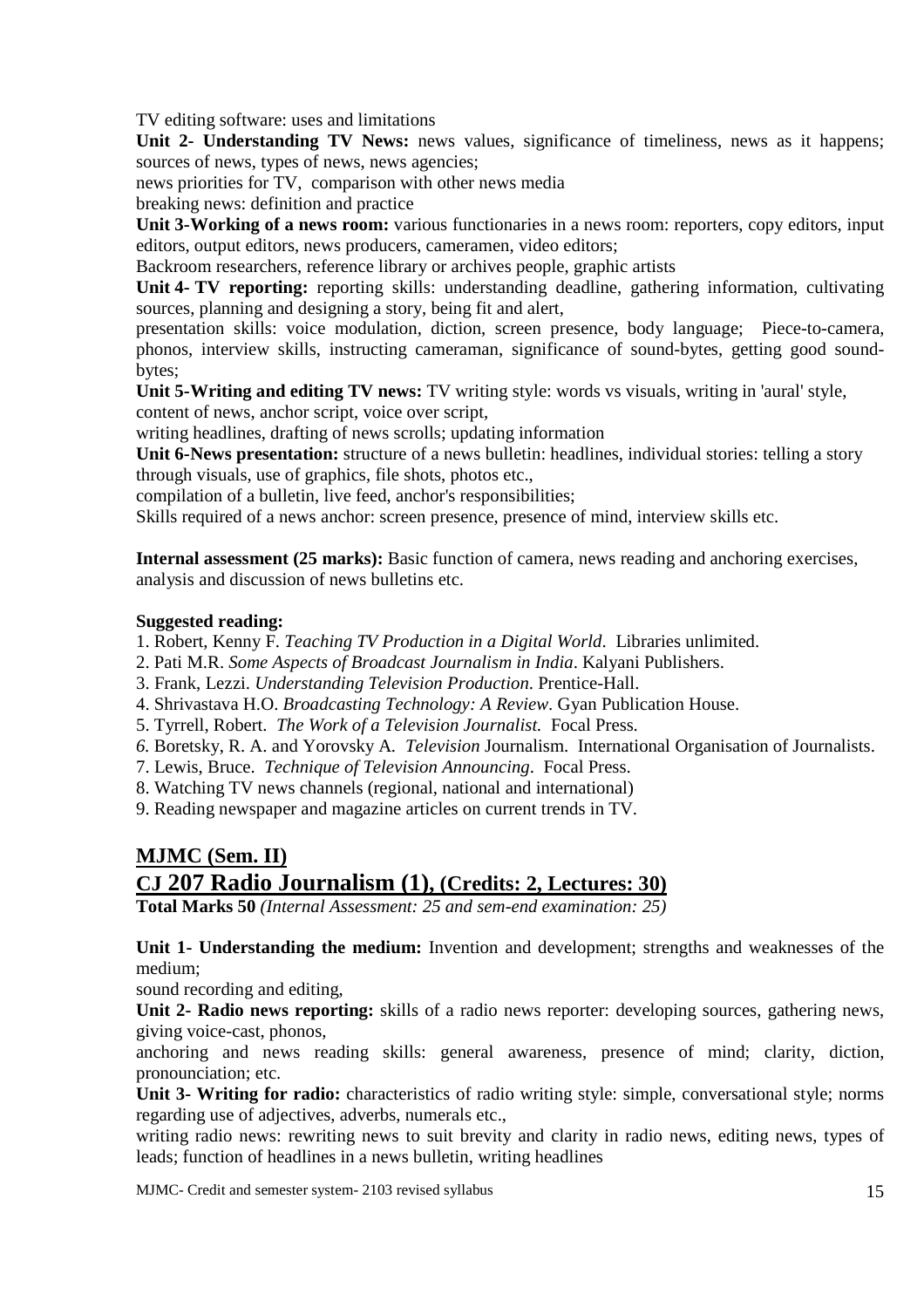TV editing software: uses and limitations

**Unit 2- Understanding TV News:** news values, significance of timeliness, news as it happens; sources of news, types of news, news agencies;

news priorities for TV, comparison with other news media

breaking news: definition and practice

**Unit 3-Working of a news room:** various functionaries in a news room: reporters, copy editors, input editors, output editors, news producers, cameramen, video editors;

Backroom researchers, reference library or archives people, graphic artists

**Unit 4- TV reporting:** reporting skills: understanding deadline, gathering information, cultivating sources, planning and designing a story, being fit and alert,

presentation skills: voice modulation, diction, screen presence, body language; Piece-to-camera, phonos, interview skills, instructing cameraman, significance of sound-bytes, getting good sound-bytes;

**Unit 5-Writing and editing TV news:** TV writing style: words vs visuals, writing in 'aural' style, content of news, anchor script, voice over script,

writing headlines, drafting of news scrolls; updating information

**Unit 6-News presentation:** structure of a news bulletin: headlines, individual stories: telling a story through visuals, use of graphics, file shots, photos etc.,

compilation of a bulletin, live feed, anchor's responsibilities;

Skills required of a news anchor: screen presence, presence of mind, interview skills etc.

**Internal assessment (25 marks):** Basic function of camera, news reading and anchoring exercises, analysis and discussion of news bulletins etc.

**Suggested reading:**

1. Robert, Kenny F. *Teaching TV Production in a Digital World*. Libraries unlimited.
2. Pati M.R. *Some Aspects of Broadcast Journalism in India*. Kalyani Publishers.
3. Frank, Lezzi. *Understanding Television Production*. Prentice-Hall.
4. Shrivastava H.O. *Broadcasting Technology: A Review*. Gyan Publication House.
5. Tyrrell, Robert. *The Work of a Television Journalist.* Focal Press.
6. Boretsky, R. A. and Yorovsky A. *Television* Journalism. International Organisation of Journalists.
7. Lewis, Bruce. *Technique of Television Announcing*. Focal Press.
8. Watching TV news channels (regional, national and international)
9. Reading newspaper and magazine articles on current trends in TV.

## MJMC (Sem. II)

## CJ 207 Radio Journalism (1), (Credits: 2, Lectures: 30)

**Total Marks 50** *(Internal Assessment: 25 and sem-end examination: 25)*

**Unit 1- Understanding the medium:** Invention and development; strengths and weaknesses of the medium;

sound recording and editing,

**Unit 2- Radio news reporting:** skills of a radio news reporter: developing sources, gathering news, giving voice-cast, phonos,

anchoring and news reading skills: general awareness, presence of mind; clarity, diction, pronounciation; etc.

**Unit 3- Writing for radio:** characteristics of radio writing style: simple, conversational style; norms regarding use of adjectives, adverbs, numerals etc.,

writing radio news: rewriting news to suit brevity and clarity in radio news, editing news, types of leads; function of headlines in a news bulletin, writing headlines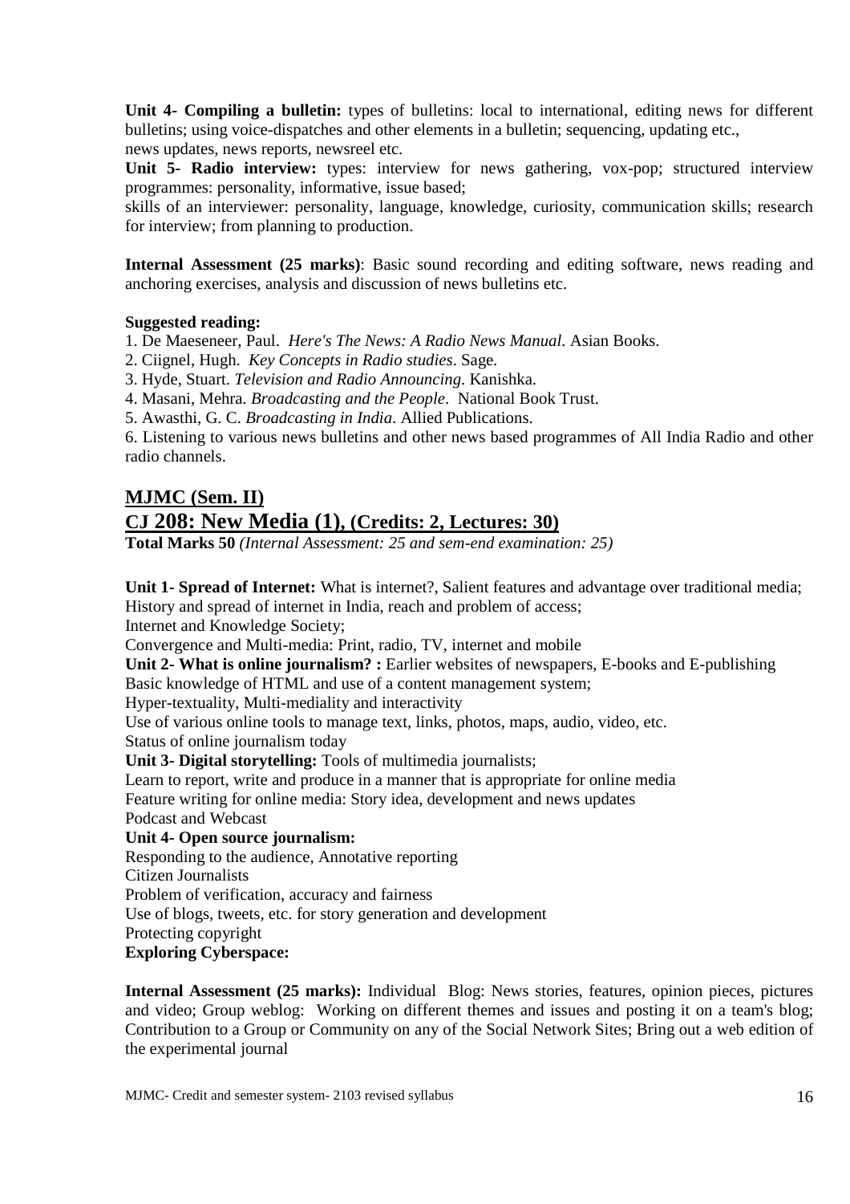**Unit 4- Compiling a bulletin:** types of bulletins: local to international, editing news for different bulletins; using voice-dispatches and other elements in a bulletin; sequencing, updating etc., news updates, news reports, newsreel etc.

**Unit 5- Radio interview:** types: interview for news gathering, vox-pop; structured interview programmes: personality, informative, issue based;
skills of an interviewer: personality, language, knowledge, curiosity, communication skills; research for interview; from planning to production.

**Internal Assessment (25 marks)**: Basic sound recording and editing software, news reading and anchoring exercises, analysis and discussion of news bulletins etc.

**Suggested reading:**

1. De Maeseneer, Paul. *Here's The News: A Radio News Manual*. Asian Books.
2. Ciignel, Hugh. *Key Concepts in Radio studies*. Sage.
3. Hyde, Stuart. *Television and Radio Announcing*. Kanishka.
4. Masani, Mehra. *Broadcasting and the People*. National Book Trust.
5. Awasthi, G. C. *Broadcasting in India*. Allied Publications.
6. Listening to various news bulletins and other news based programmes of All India Radio and other radio channels.

## MJMC (Sem. II)

## CJ 208: New Media (1), (Credits: 2, Lectures: 30)

**Total Marks 50** *(Internal Assessment: 25 and sem-end examination: 25)*

**Unit 1- Spread of Internet:** What is internet?, Salient features and advantage over traditional media;
History and spread of internet in India, reach and problem of access;
Internet and Knowledge Society;
Convergence and Multi-media: Print, radio, TV, internet and mobile

**Unit 2- What is online journalism? :** Earlier websites of newspapers, E-books and E-publishing
Basic knowledge of HTML and use of a content management system;
Hyper-textuality, Multi-mediality and interactivity
Use of various online tools to manage text, links, photos, maps, audio, video, etc.
Status of online journalism today

**Unit 3- Digital storytelling:** Tools of multimedia journalists;
Learn to report, write and produce in a manner that is appropriate for online media
Feature writing for online media: Story idea, development and news updates
Podcast and Webcast

**Unit 4- Open source journalism:**
Responding to the audience, Annotative reporting
Citizen Journalists
Problem of verification, accuracy and fairness
Use of blogs, tweets, etc. for story generation and development
Protecting copyright

**Exploring Cyberspace:**

**Internal Assessment (25 marks):** Individual Blog: News stories, features, opinion pieces, pictures and video; Group weblog: Working on different themes and issues and posting it on a team's blog; Contribution to a Group or Community on any of the Social Network Sites; Bring out a web edition of the experimental journal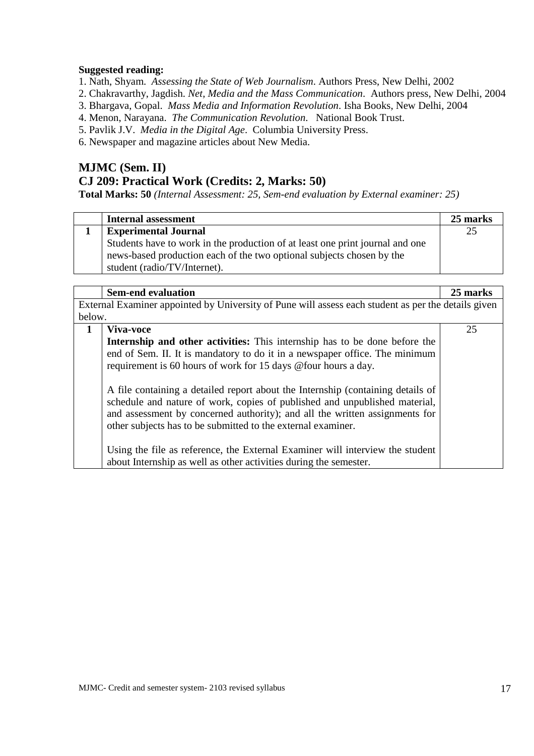**Suggested reading:**

1. Nath, Shyam. *Assessing the State of Web Journalism*. Authors Press, New Delhi, 2002
2. Chakravarthy, Jagdish. *Net, Media and the Mass Communication*. Authors press, New Delhi, 2004
3. Bhargava, Gopal. *Mass Media and Information Revolution*. Isha Books, New Delhi, 2004
4. Menon, Narayana. *The Communication Revolution*. National Book Trust.
5. Pavlik J.V. *Media in the Digital Age*. Columbia University Press.
6. Newspaper and magazine articles about New Media.

## MJMC (Sem. II)

## CJ 209: Practical Work (Credits: 2, Marks: 50)

**Total Marks: 50** *(Internal Assessment: 25, Sem-end evaluation by External examiner: 25)*

| | **Internal assessment** | **25 marks** |
|---|---|---|
| **1** | **Experimental Journal**<br>Students have to work in the production of at least one print journal and one news-based production each of the two optional subjects chosen by the student (radio/TV/Internet). | 25 |

| | **Sem-end evaluation** | **25 marks** |
|---|---|---|
| External Examiner appointed by University of Pune will assess each student as per the details given below. | | |
| **1** | **Viva-voce**<br>**Internship and other activities:** This internship has to be done before the end of Sem. II. It is mandatory to do it in a newspaper office. The minimum requirement is 60 hours of work for 15 days @four hours a day.<br><br>A file containing a detailed report about the Internship (containing details of schedule and nature of work, copies of published and unpublished material, and assessment by concerned authority); and all the written assignments for other subjects has to be submitted to the external examiner.<br><br>Using the file as reference, the External Examiner will interview the student about Internship as well as other activities during the semester. | 25 |

MJMC- Credit and semester system- 2103 revised syllabus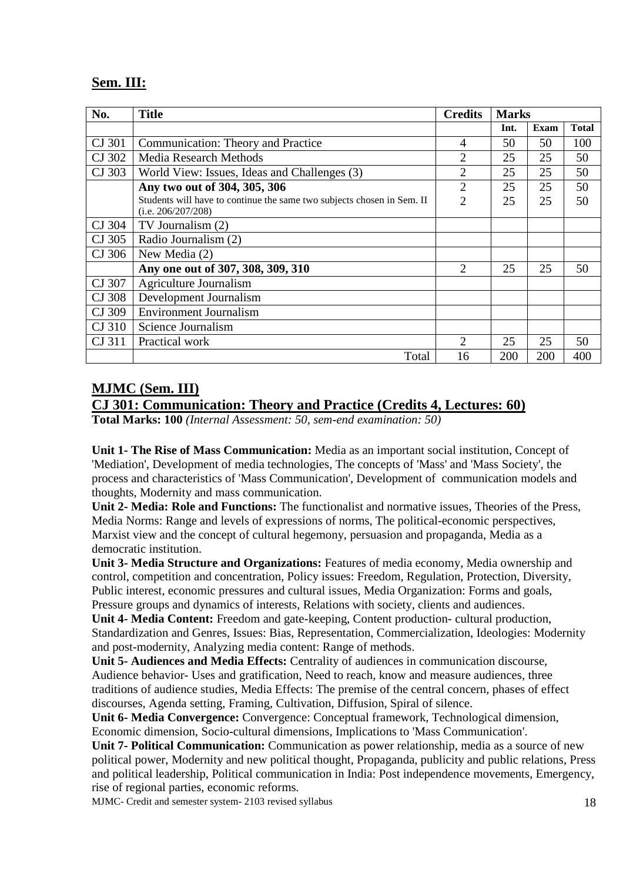## Sem. III:

| No. | Title | Credits | Marks | | |
|---|---|---|---|---|---|
| | | | Int. | Exam | Total |
| CJ 301 | Communication: Theory and Practice | 4 | 50 | 50 | 100 |
| CJ 302 | Media Research Methods | 2 | 25 | 25 | 50 |
| CJ 303 | World View: Issues, Ideas and Challenges (3) | 2 | 25 | 25 | 50 |
| | **Any two out of 304, 305, 306** Students will have to continue the same two subjects chosen in Sem. II (i.e. 206/207/208) | 2 2 | 25 25 | 25 25 | 50 50 |
| CJ 304 | TV Journalism (2) | | | | |
| CJ 305 | Radio Journalism (2) | | | | |
| CJ 306 | New Media (2) | | | | |
| | **Any one out of 307, 308, 309, 310** | 2 | 25 | 25 | 50 |
| CJ 307 | Agriculture Journalism | | | | |
| CJ 308 | Development Journalism | | | | |
| CJ 309 | Environment Journalism | | | | |
| CJ 310 | Science Journalism | | | | |
| CJ 311 | Practical work | 2 | 25 | 25 | 50 |
| | Total | 16 | 200 | 200 | 400 |

## MJMC (Sem. III)

## CJ 301: Communication: Theory and Practice (Credits 4, Lectures: 60)

**Total Marks: 100** *(Internal Assessment: 50, sem-end examination: 50)*

**Unit 1- The Rise of Mass Communication:** Media as an important social institution, Concept of 'Mediation', Development of media technologies, The concepts of 'Mass' and 'Mass Society', the process and characteristics of 'Mass Communication', Development of communication models and thoughts, Modernity and mass communication.

**Unit 2- Media: Role and Functions:** The functionalist and normative issues, Theories of the Press, Media Norms: Range and levels of expressions of norms, The political-economic perspectives, Marxist view and the concept of cultural hegemony, persuasion and propaganda, Media as a democratic institution.

**Unit 3- Media Structure and Organizations:** Features of media economy, Media ownership and control, competition and concentration, Policy issues: Freedom, Regulation, Protection, Diversity, Public interest, economic pressures and cultural issues, Media Organization: Forms and goals, Pressure groups and dynamics of interests, Relations with society, clients and audiences.

**Unit 4- Media Content:** Freedom and gate-keeping, Content production- cultural production, Standardization and Genres, Issues: Bias, Representation, Commercialization, Ideologies: Modernity and post-modernity, Analyzing media content: Range of methods.

**Unit 5- Audiences and Media Effects:** Centrality of audiences in communication discourse, Audience behavior- Uses and gratification, Need to reach, know and measure audiences, three traditions of audience studies, Media Effects: The premise of the central concern, phases of effect discourses, Agenda setting, Framing, Cultivation, Diffusion, Spiral of silence.

**Unit 6- Media Convergence:** Convergence: Conceptual framework, Technological dimension, Economic dimension, Socio-cultural dimensions, Implications to 'Mass Communication'.

**Unit 7- Political Communication:** Communication as power relationship, media as a source of new political power, Modernity and new political thought, Propaganda, publicity and public relations, Press and political leadership, Political communication in India: Post independence movements, Emergency, rise of regional parties, economic reforms.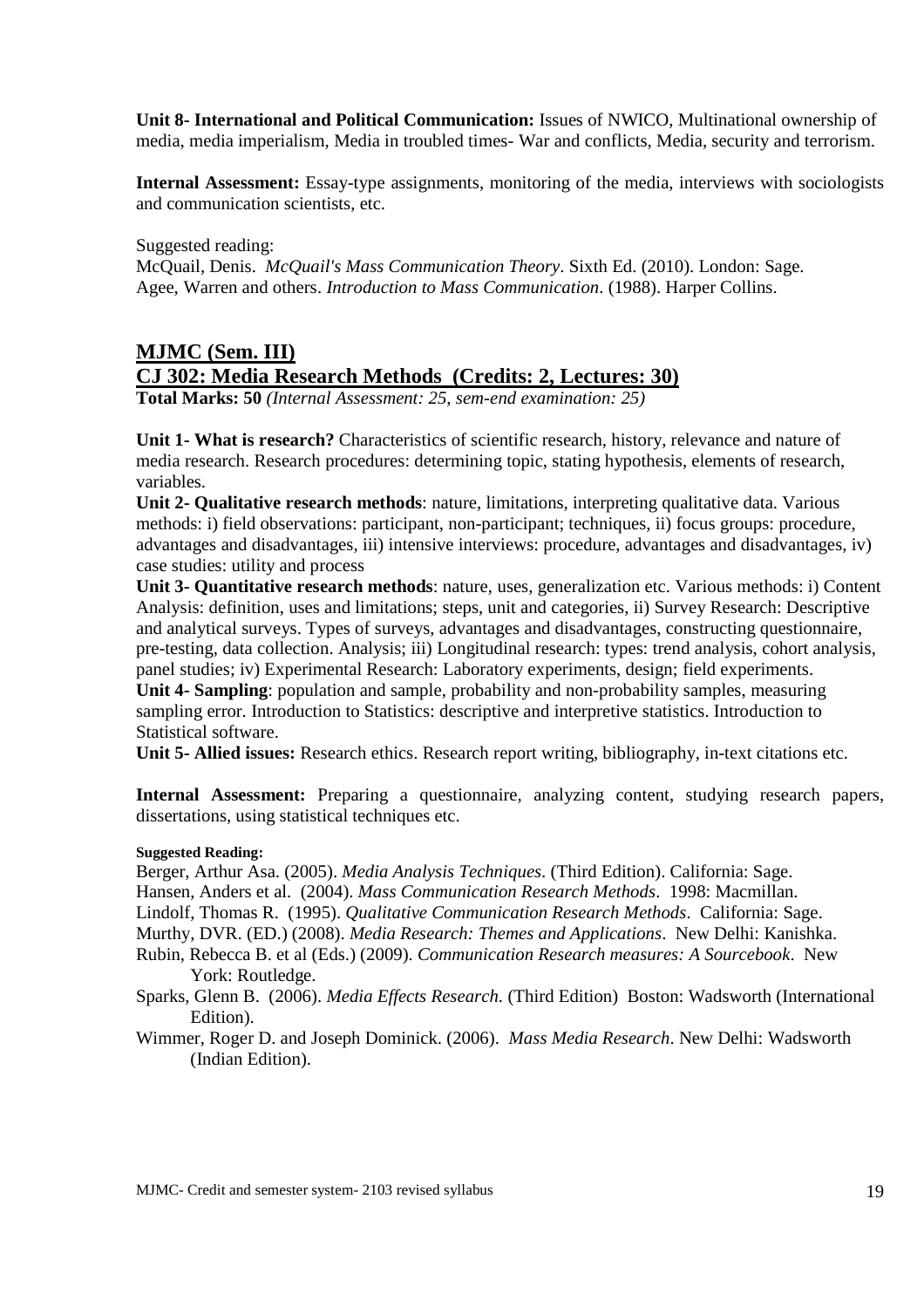**Unit 8- International and Political Communication:** Issues of NWICO, Multinational ownership of media, media imperialism, Media in troubled times- War and conflicts, Media, security and terrorism.

**Internal Assessment:** Essay-type assignments, monitoring of the media, interviews with sociologists and communication scientists, etc.

Suggested reading:
McQuail, Denis. *McQuail's Mass Communication Theory*. Sixth Ed. (2010). London: Sage.
Agee, Warren and others. *Introduction to Mass Communication*. (1988). Harper Collins.

## MJMC (Sem. III)

## CJ 302: Media Research Methods (Credits: 2, Lectures: 30)

**Total Marks: 50** *(Internal Assessment: 25, sem-end examination: 25)*

**Unit 1- What is research?** Characteristics of scientific research, history, relevance and nature of media research. Research procedures: determining topic, stating hypothesis, elements of research, variables.

**Unit 2- Qualitative research methods**: nature, limitations, interpreting qualitative data. Various methods: i) field observations: participant, non-participant; techniques, ii) focus groups: procedure, advantages and disadvantages, iii) intensive interviews: procedure, advantages and disadvantages, iv) case studies: utility and process

**Unit 3- Quantitative research methods**: nature, uses, generalization etc. Various methods: i) Content Analysis: definition, uses and limitations; steps, unit and categories, ii) Survey Research: Descriptive and analytical surveys. Types of surveys, advantages and disadvantages, constructing questionnaire, pre-testing, data collection. Analysis; iii) Longitudinal research: types: trend analysis, cohort analysis, panel studies; iv) Experimental Research: Laboratory experiments, design; field experiments.

**Unit 4- Sampling**: population and sample, probability and non-probability samples, measuring sampling error. Introduction to Statistics: descriptive and interpretive statistics. Introduction to Statistical software.

**Unit 5- Allied issues:** Research ethics. Research report writing, bibliography, in-text citations etc.

**Internal Assessment:** Preparing a questionnaire, analyzing content, studying research papers, dissertations, using statistical techniques etc.

**Suggested Reading:**

Berger, Arthur Asa. (2005). *Media Analysis Techniques*. (Third Edition). California: Sage.
Hansen, Anders et al. (2004). *Mass Communication Research Methods*. 1998: Macmillan.
Lindolf, Thomas R. (1995). *Qualitative Communication Research Methods*. California: Sage.
Murthy, DVR. (ED.) (2008). *Media Research: Themes and Applications*. New Delhi: Kanishka.
Rubin, Rebecca B. et al (Eds.) (2009). *Communication Research measures: A Sourcebook*. New York: Routledge.
Sparks, Glenn B. (2006). *Media Effects Research*. (Third Edition) Boston: Wadsworth (International Edition).
Wimmer, Roger D. and Joseph Dominick. (2006). *Mass Media Research*. New Delhi: Wadsworth (Indian Edition).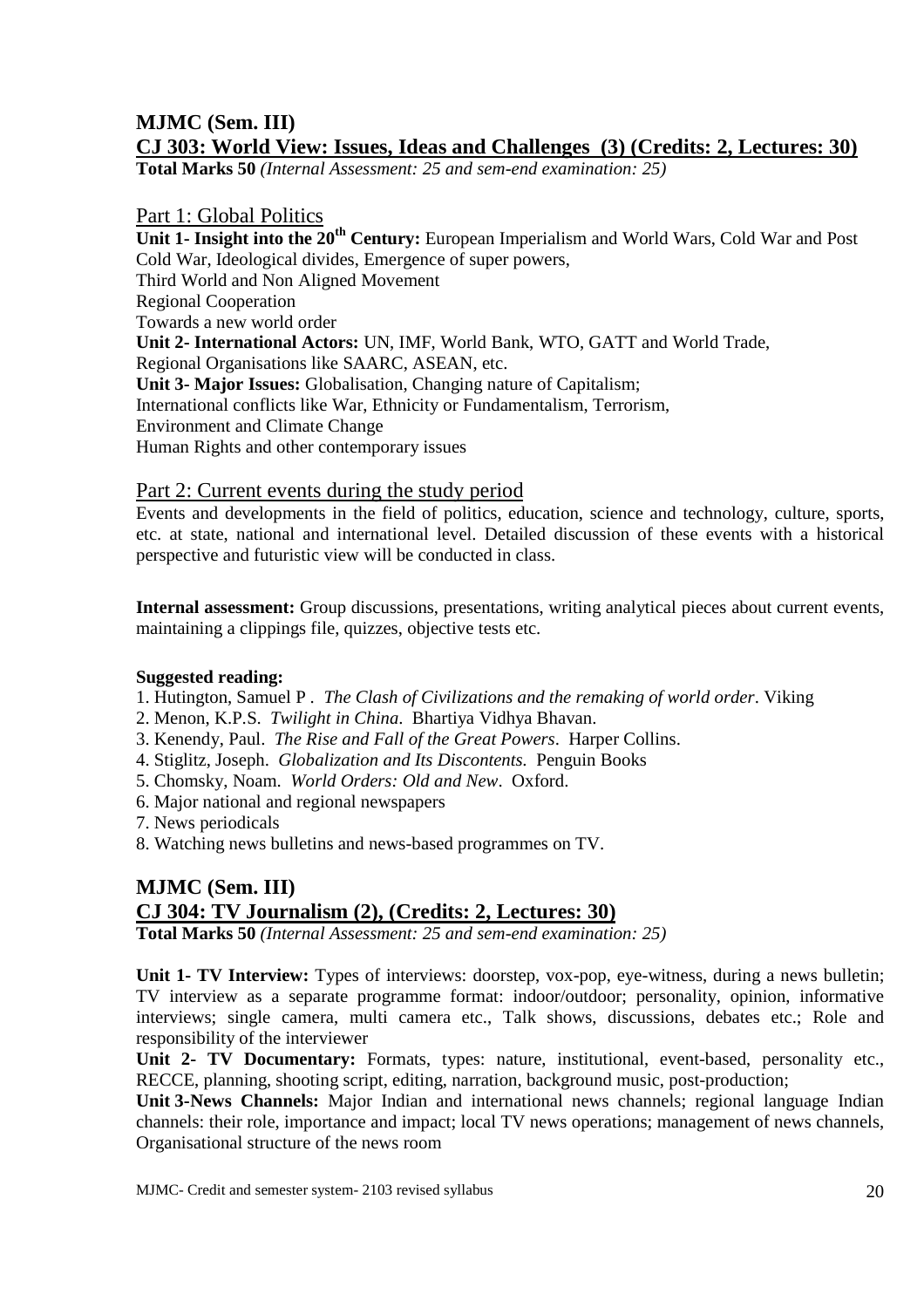## MJMC (Sem. III)

## CJ 303: World View: Issues, Ideas and Challenges (3) (Credits: 2, Lectures: 30)

**Total Marks 50** *(Internal Assessment: 25 and sem-end examination: 25)*

### Part 1: Global Politics

**Unit 1- Insight into the 20th Century:** European Imperialism and World Wars, Cold War and Post Cold War, Ideological divides, Emergence of super powers,
Third World and Non Aligned Movement
Regional Cooperation
Towards a new world order

**Unit 2- International Actors:** UN, IMF, World Bank, WTO, GATT and World Trade,
Regional Organisations like SAARC, ASEAN, etc.

**Unit 3- Major Issues:** Globalisation, Changing nature of Capitalism;
International conflicts like War, Ethnicity or Fundamentalism, Terrorism,
Environment and Climate Change
Human Rights and other contemporary issues

### Part 2: Current events during the study period

Events and developments in the field of politics, education, science and technology, culture, sports, etc. at state, national and international level. Detailed discussion of these events with a historical perspective and futuristic view will be conducted in class.

**Internal assessment:** Group discussions, presentations, writing analytical pieces about current events, maintaining a clippings file, quizzes, objective tests etc.

**Suggested reading:**

1. Hutington, Samuel P . *The Clash of Civilizations and the remaking of world order*. Viking
2. Menon, K.P.S. *Twilight in China*. Bhartiya Vidhya Bhavan.
3. Kenendy, Paul. *The Rise and Fall of the Great Powers*. Harper Collins.
4. Stiglitz, Joseph. *Globalization and Its Discontents.* Penguin Books
5. Chomsky, Noam. *World Orders: Old and New*. Oxford.
6. Major national and regional newspapers
7. News periodicals
8. Watching news bulletins and news-based programmes on TV.

## MJMC (Sem. III)

## CJ 304: TV Journalism (2), (Credits: 2, Lectures: 30)

**Total Marks 50** *(Internal Assessment: 25 and sem-end examination: 25)*

**Unit 1- TV Interview:** Types of interviews: doorstep, vox-pop, eye-witness, during a news bulletin; TV interview as a separate programme format: indoor/outdoor; personality, opinion, informative interviews; single camera, multi camera etc., Talk shows, discussions, debates etc.; Role and responsibility of the interviewer

**Unit 2- TV Documentary:** Formats, types: nature, institutional, event-based, personality etc., RECCE, planning, shooting script, editing, narration, background music, post-production;

**Unit 3-News Channels:** Major Indian and international news channels; regional language Indian channels: their role, importance and impact; local TV news operations; management of news channels, Organisational structure of the news room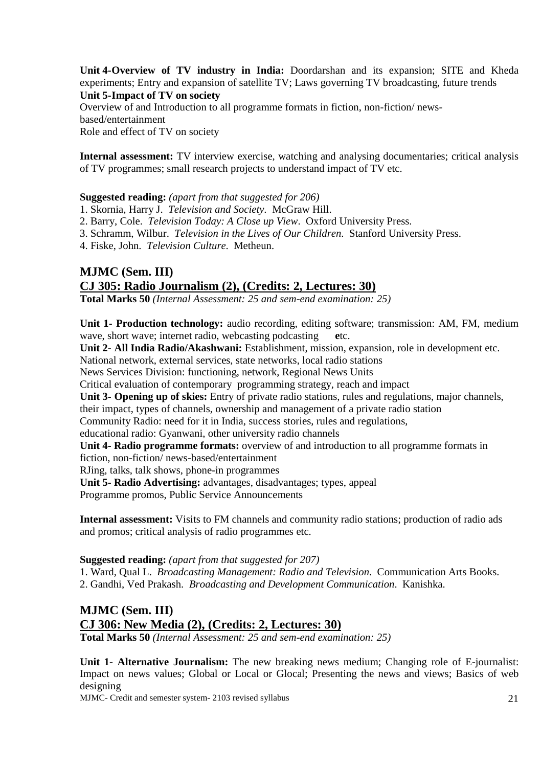**Unit 4-Overview of TV industry in India:** Doordarshan and its expansion; SITE and Kheda experiments; Entry and expansion of satellite TV; Laws governing TV broadcasting, future trends

**Unit 5-Impact of TV on society**

Overview of and Introduction to all programme formats in fiction, non-fiction/ news-based/entertainment

Role and effect of TV on society

**Internal assessment:** TV interview exercise, watching and analysing documentaries; critical analysis of TV programmes; small research projects to understand impact of TV etc.

**Suggested reading:** *(apart from that suggested for 206)*

1. Skornia, Harry J. *Television and Society*. McGraw Hill.
2. Barry, Cole. *Television Today: A Close up View*. Oxford University Press.
3. Schramm, Wilbur. *Television in the Lives of Our Children*. Stanford University Press.
4. Fiske, John. *Television Culture*. Metheun.

## MJMC (Sem. III)

## CJ 305: Radio Journalism (2), (Credits: 2, Lectures: 30)

**Total Marks 50** *(Internal Assessment: 25 and sem-end examination: 25)*

**Unit 1- Production technology:** audio recording, editing software; transmission: AM, FM, medium wave, short wave; internet radio, webcasting podcasting etc.

**Unit 2- All India Radio/Akashwani:** Establishment, mission, expansion, role in development etc.

National network, external services, state networks, local radio stations

News Services Division: functioning, network, Regional News Units

Critical evaluation of contemporary programming strategy, reach and impact

**Unit 3- Opening up of skies:** Entry of private radio stations, rules and regulations, major channels, their impact, types of channels, ownership and management of a private radio station

Community Radio: need for it in India, success stories, rules and regulations,

educational radio: Gyanwani, other university radio channels

**Unit 4- Radio programme formats:** overview of and introduction to all programme formats in fiction, non-fiction/ news-based/entertainment

RJing, talks, talk shows, phone-in programmes

**Unit 5- Radio Advertising:** advantages, disadvantages; types, appeal

Programme promos, Public Service Announcements

**Internal assessment:** Visits to FM channels and community radio stations; production of radio ads and promos; critical analysis of radio programmes etc.

**Suggested reading:** *(apart from that suggested for 207)*

1. Ward, Qual L. *Broadcasting Management: Radio and Television*. Communication Arts Books.
2. Gandhi, Ved Prakash. *Broadcasting and Development Communication*. Kanishka.

## MJMC (Sem. III)

## CJ 306: New Media (2), (Credits: 2, Lectures: 30)

**Total Marks 50** *(Internal Assessment: 25 and sem-end examination: 25)*

**Unit 1- Alternative Journalism:** The new breaking news medium; Changing role of E-journalist: Impact on news values; Global or Local or Glocal; Presenting the news and views; Basics of web designing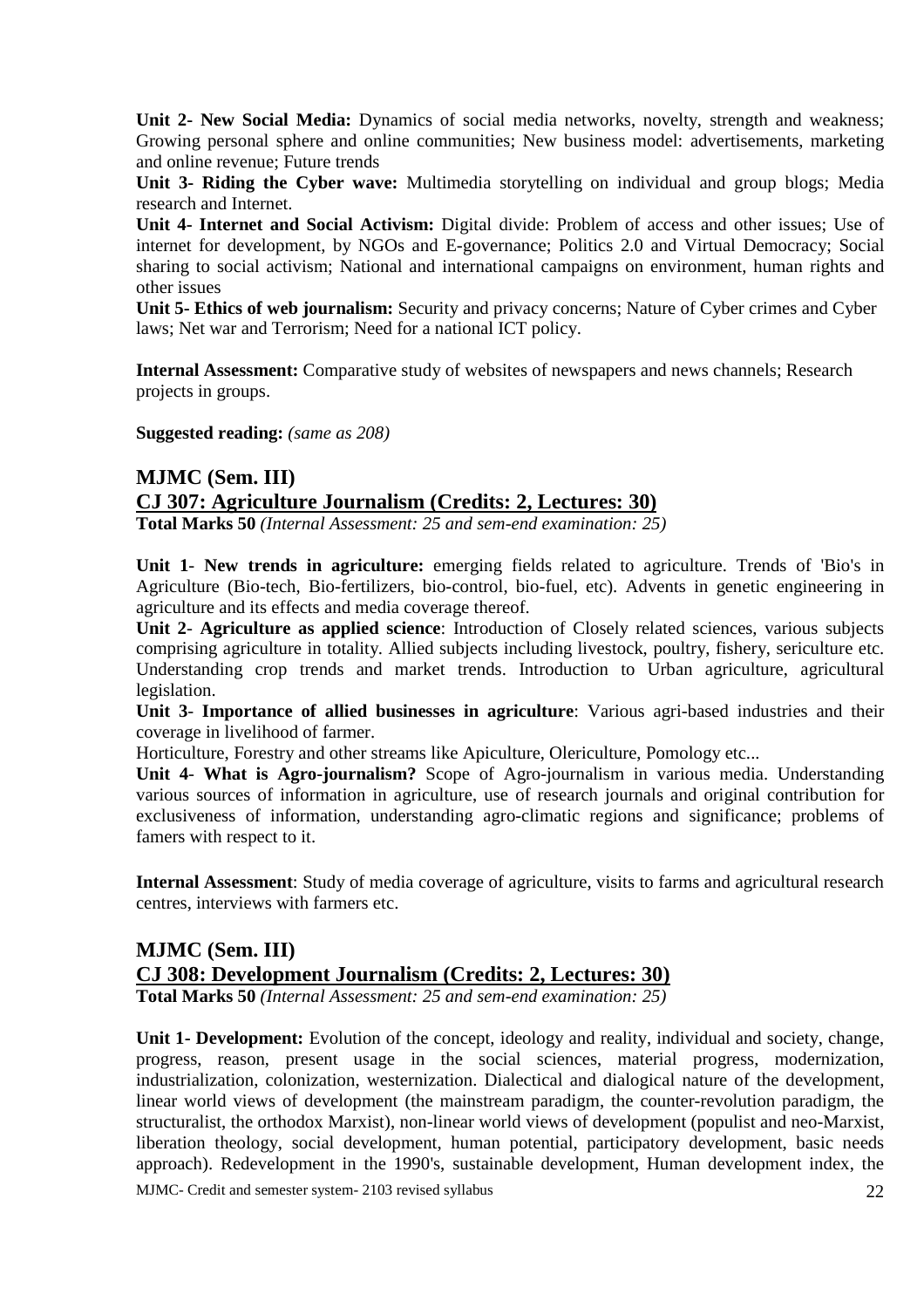**Unit 2- New Social Media:** Dynamics of social media networks, novelty, strength and weakness; Growing personal sphere and online communities; New business model: advertisements, marketing and online revenue; Future trends

**Unit 3- Riding the Cyber wave:** Multimedia storytelling on individual and group blogs; Media research and Internet.

**Unit 4- Internet and Social Activism:** Digital divide: Problem of access and other issues; Use of internet for development, by NGOs and E-governance; Politics 2.0 and Virtual Democracy; Social sharing to social activism; National and international campaigns on environment, human rights and other issues

**Unit 5- Ethics of web journalism:** Security and privacy concerns; Nature of Cyber crimes and Cyber laws; Net war and Terrorism; Need for a national ICT policy.

**Internal Assessment:** Comparative study of websites of newspapers and news channels; Research projects in groups.

**Suggested reading:** *(same as 208)*

## MJMC (Sem. III)

## CJ 307: Agriculture Journalism (Credits: 2, Lectures: 30)

**Total Marks 50** *(Internal Assessment: 25 and sem-end examination: 25)*

**Unit 1**- **New trends in agriculture:** emerging fields related to agriculture. Trends of 'Bio's in Agriculture (Bio-tech, Bio-fertilizers, bio-control, bio-fuel, etc). Advents in genetic engineering in agriculture and its effects and media coverage thereof.

**Unit 2**- **Agriculture as applied science**: Introduction of Closely related sciences, various subjects comprising agriculture in totality. Allied subjects including livestock, poultry, fishery, sericulture etc. Understanding crop trends and market trends. Introduction to Urban agriculture, agricultural legislation.

**Unit 3**- **Importance of allied businesses in agriculture**: Various agri-based industries and their coverage in livelihood of farmer.

Horticulture, Forestry and other streams like Apiculture, Olericulture, Pomology etc...

**Unit 4**- **What is Agro-journalism?** Scope of Agro-journalism in various media. Understanding various sources of information in agriculture, use of research journals and original contribution for exclusiveness of information, understanding agro-climatic regions and significance; problems of famers with respect to it.

**Internal Assessment**: Study of media coverage of agriculture, visits to farms and agricultural research centres, interviews with farmers etc.

## MJMC (Sem. III)

## CJ 308: Development Journalism (Credits: 2, Lectures: 30)

**Total Marks 50** *(Internal Assessment: 25 and sem-end examination: 25)*

**Unit 1- Development:** Evolution of the concept, ideology and reality, individual and society, change, progress, reason, present usage in the social sciences, material progress, modernization, industrialization, colonization, westernization. Dialectical and dialogical nature of the development, linear world views of development (the mainstream paradigm, the counter-revolution paradigm, the structuralist, the orthodox Marxist), non-linear world views of development (populist and neo-Marxist, liberation theology, social development, human potential, participatory development, basic needs approach). Redevelopment in the 1990's, sustainable development, Human development index, the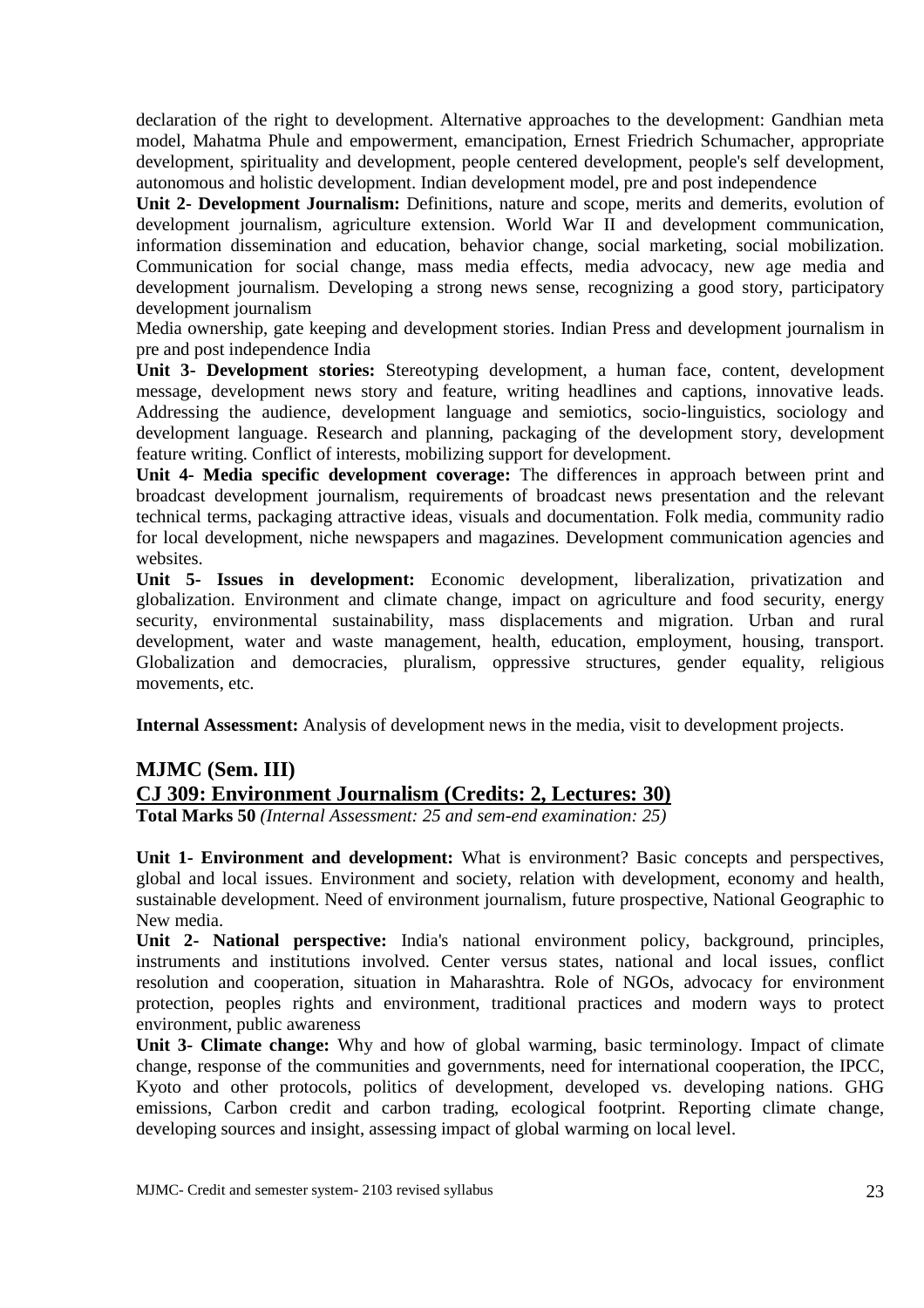declaration of the right to development. Alternative approaches to the development: Gandhian meta model, Mahatma Phule and empowerment, emancipation, Ernest Friedrich Schumacher, appropriate development, spirituality and development, people centered development, people's self development, autonomous and holistic development. Indian development model, pre and post independence

**Unit 2- Development Journalism:** Definitions, nature and scope, merits and demerits, evolution of development journalism, agriculture extension. World War II and development communication, information dissemination and education, behavior change, social marketing, social mobilization. Communication for social change, mass media effects, media advocacy, new age media and development journalism. Developing a strong news sense, recognizing a good story, participatory development journalism

Media ownership, gate keeping and development stories. Indian Press and development journalism in pre and post independence India

**Unit 3- Development stories:** Stereotyping development, a human face, content, development message, development news story and feature, writing headlines and captions, innovative leads. Addressing the audience, development language and semiotics, socio-linguistics, sociology and development language. Research and planning, packaging of the development story, development feature writing. Conflict of interests, mobilizing support for development.

**Unit 4- Media specific development coverage:** The differences in approach between print and broadcast development journalism, requirements of broadcast news presentation and the relevant technical terms, packaging attractive ideas, visuals and documentation. Folk media, community radio for local development, niche newspapers and magazines. Development communication agencies and websites.

**Unit 5- Issues in development:** Economic development, liberalization, privatization and globalization. Environment and climate change, impact on agriculture and food security, energy security, environmental sustainability, mass displacements and migration. Urban and rural development, water and waste management, health, education, employment, housing, transport. Globalization and democracies, pluralism, oppressive structures, gender equality, religious movements, etc.

**Internal Assessment:** Analysis of development news in the media, visit to development projects.

## MJMC (Sem. III)

## CJ 309: Environment Journalism (Credits: 2, Lectures: 30)

**Total Marks 50** *(Internal Assessment: 25 and sem-end examination: 25)*

**Unit 1- Environment and development:** What is environment? Basic concepts and perspectives, global and local issues. Environment and society, relation with development, economy and health, sustainable development. Need of environment journalism, future prospective, National Geographic to New media.

**Unit 2- National perspective:** India's national environment policy, background, principles, instruments and institutions involved. Center versus states, national and local issues, conflict resolution and cooperation, situation in Maharashtra. Role of NGOs, advocacy for environment protection, peoples rights and environment, traditional practices and modern ways to protect environment, public awareness

**Unit 3- Climate change:** Why and how of global warming, basic terminology. Impact of climate change, response of the communities and governments, need for international cooperation, the IPCC, Kyoto and other protocols, politics of development, developed vs. developing nations. GHG emissions, Carbon credit and carbon trading, ecological footprint. Reporting climate change, developing sources and insight, assessing impact of global warming on local level.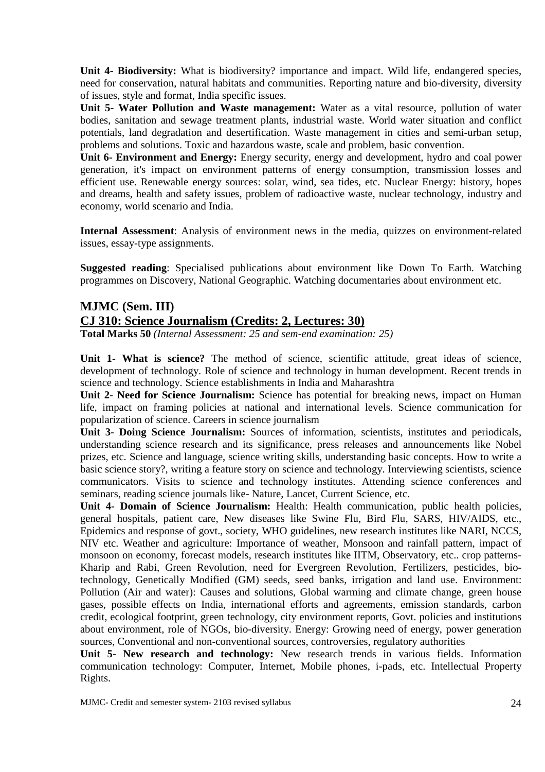**Unit 4- Biodiversity:** What is biodiversity? importance and impact. Wild life, endangered species, need for conservation, natural habitats and communities. Reporting nature and bio-diversity, diversity of issues, style and format, India specific issues.

**Unit 5- Water Pollution and Waste management:** Water as a vital resource, pollution of water bodies, sanitation and sewage treatment plants, industrial waste. World water situation and conflict potentials, land degradation and desertification. Waste management in cities and semi-urban setup, problems and solutions. Toxic and hazardous waste, scale and problem, basic convention.

**Unit 6- Environment and Energy:** Energy security, energy and development, hydro and coal power generation, it's impact on environment patterns of energy consumption, transmission losses and efficient use. Renewable energy sources: solar, wind, sea tides, etc. Nuclear Energy: history, hopes and dreams, health and safety issues, problem of radioactive waste, nuclear technology, industry and economy, world scenario and India.

**Internal Assessment**: Analysis of environment news in the media, quizzes on environment-related issues, essay-type assignments.

**Suggested reading**: Specialised publications about environment like Down To Earth. Watching programmes on Discovery, National Geographic. Watching documentaries about environment etc.

## MJMC (Sem. III)

## CJ 310: Science Journalism (Credits: 2, Lectures: 30)

**Total Marks 50** *(Internal Assessment: 25 and sem-end examination: 25)*

**Unit 1- What is science?** The method of science, scientific attitude, great ideas of science, development of technology. Role of science and technology in human development. Recent trends in science and technology. Science establishments in India and Maharashtra

**Unit 2- Need for Science Journalism:** Science has potential for breaking news, impact on Human life, impact on framing policies at national and international levels. Science communication for popularization of science. Careers in science journalism

**Unit 3- Doing Science Journalism:** Sources of information, scientists, institutes and periodicals, understanding science research and its significance, press releases and announcements like Nobel prizes, etc. Science and language, science writing skills, understanding basic concepts. How to write a basic science story?, writing a feature story on science and technology. Interviewing scientists, science communicators. Visits to science and technology institutes. Attending science conferences and seminars, reading science journals like- Nature, Lancet, Current Science, etc.

**Unit 4- Domain of Science Journalism:** Health: Health communication, public health policies, general hospitals, patient care, New diseases like Swine Flu, Bird Flu, SARS, HIV/AIDS, etc., Epidemics and response of govt., society, WHO guidelines, new research institutes like NARI, NCCS, NIV etc. Weather and agriculture: Importance of weather, Monsoon and rainfall pattern, impact of monsoon on economy, forecast models, research institutes like IITM, Observatory, etc.. crop patterns- Kharip and Rabi, Green Revolution, need for Evergreen Revolution, Fertilizers, pesticides, bio-technology, Genetically Modified (GM) seeds, seed banks, irrigation and land use. Environment: Pollution (Air and water): Causes and solutions, Global warming and climate change, green house gases, possible effects on India, international efforts and agreements, emission standards, carbon credit, ecological footprint, green technology, city environment reports, Govt. policies and institutions about environment, role of NGOs, bio-diversity. Energy: Growing need of energy, power generation sources, Conventional and non-conventional sources, controversies, regulatory authorities

**Unit 5- New research and technology:** New research trends in various fields. Information communication technology: Computer, Internet, Mobile phones, i-pads, etc. Intellectual Property Rights.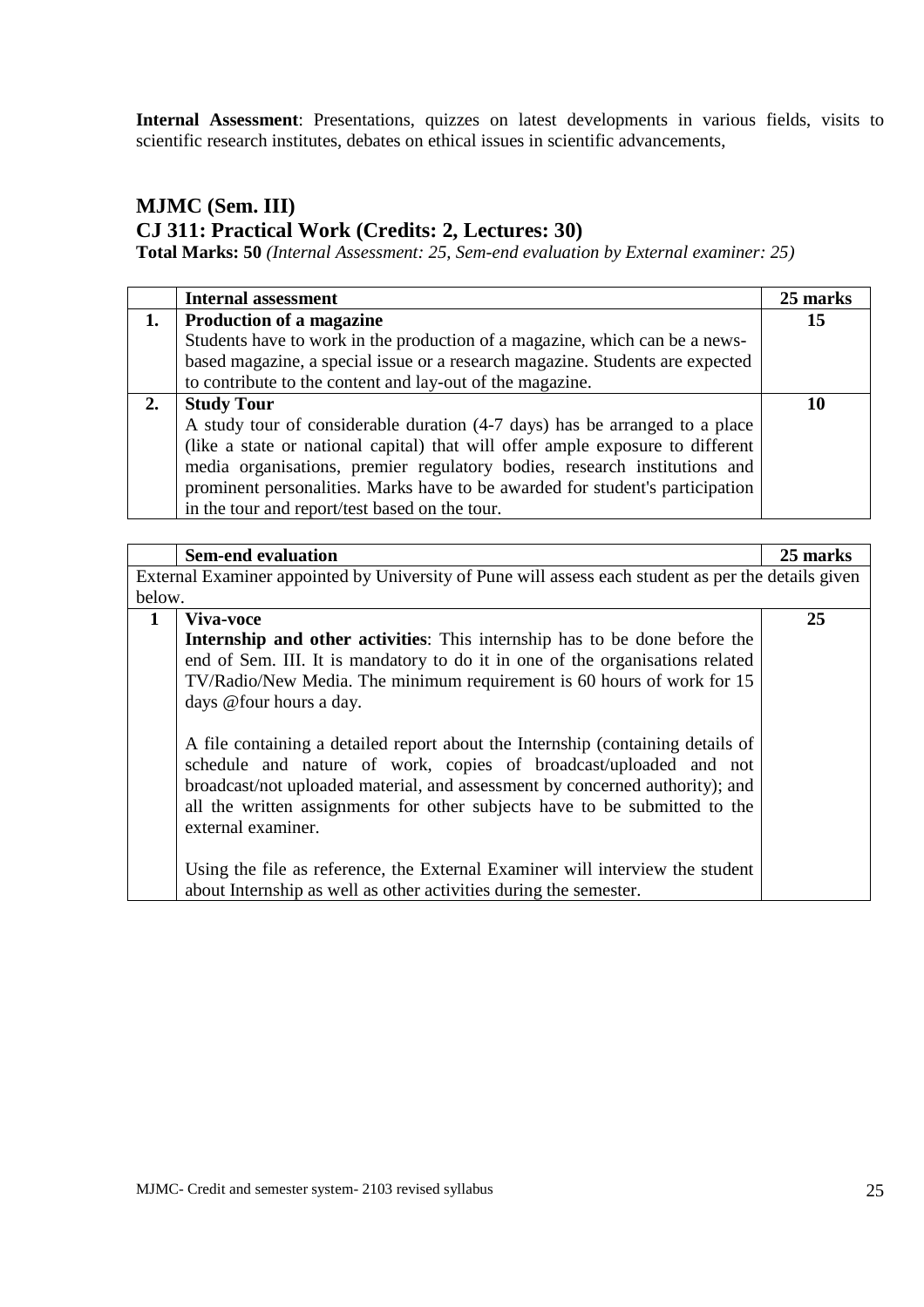**Internal Assessment**: Presentations, quizzes on latest developments in various fields, visits to scientific research institutes, debates on ethical issues in scientific advancements,

## MJMC (Sem. III)
## CJ 311: Practical Work (Credits: 2, Lectures: 30)

**Total Marks: 50** *(Internal Assessment: 25, Sem-end evaluation by External examiner: 25)*

| | **Internal assessment** | **25 marks** |
|---|---|---|
| **1.** | **Production of a magazine**<br>Students have to work in the production of a magazine, which can be a news-based magazine, a special issue or a research magazine. Students are expected to contribute to the content and lay-out of the magazine. | **15** |
| **2.** | **Study Tour**<br>A study tour of considerable duration (4-7 days) has be arranged to a place (like a state or national capital) that will offer ample exposure to different media organisations, premier regulatory bodies, research institutions and prominent personalities. Marks have to be awarded for student's participation in the tour and report/test based on the tour. | **10** |

| | **Sem-end evaluation** | **25 marks** |
|---|---|---|
| External Examiner appointed by University of Pune will assess each student as per the details given below. | | |
| **1** | **Viva-voce**<br>**Internship and other activities**: This internship has to be done before the end of Sem. III. It is mandatory to do it in one of the organisations related TV/Radio/New Media. The minimum requirement is 60 hours of work for 15 days @four hours a day.<br><br>A file containing a detailed report about the Internship (containing details of schedule and nature of work, copies of broadcast/uploaded and not broadcast/not uploaded material, and assessment by concerned authority); and all the written assignments for other subjects have to be submitted to the external examiner.<br><br>Using the file as reference, the External Examiner will interview the student about Internship as well as other activities during the semester. | **25** |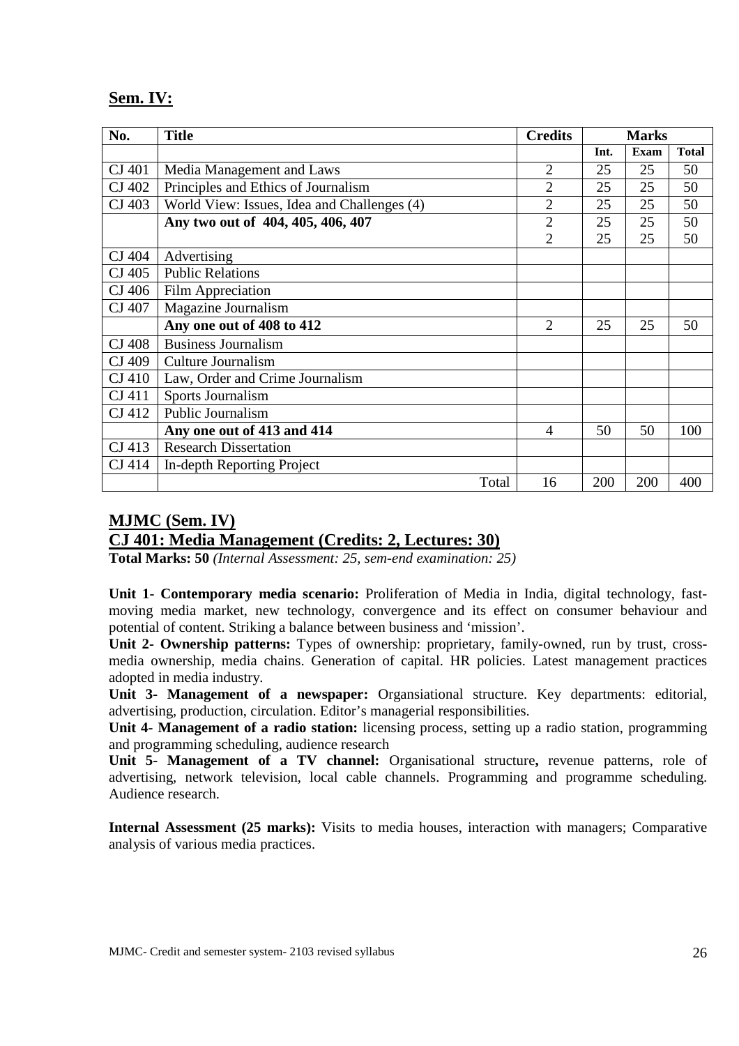## Sem. IV:

| No. | Title | Credits | Marks | | |
|---|---|---|---|---|---|
| | | | Int. | Exam | Total |
| CJ 401 | Media Management and Laws | 2 | 25 | 25 | 50 |
| CJ 402 | Principles and Ethics of Journalism | 2 | 25 | 25 | 50 |
| CJ 403 | World View: Issues, Idea and Challenges (4) | 2 | 25 | 25 | 50 |
| | **Any two out of 404, 405, 406, 407** | 2 | 25 | 25 | 50 |
| | | 2 | 25 | 25 | 50 |
| CJ 404 | Advertising | | | | |
| CJ 405 | Public Relations | | | | |
| CJ 406 | Film Appreciation | | | | |
| CJ 407 | Magazine Journalism | | | | |
| | **Any one out of 408 to 412** | 2 | 25 | 25 | 50 |
| CJ 408 | Business Journalism | | | | |
| CJ 409 | Culture Journalism | | | | |
| CJ 410 | Law, Order and Crime Journalism | | | | |
| CJ 411 | Sports Journalism | | | | |
| CJ 412 | Public Journalism | | | | |
| | **Any one out of 413 and 414** | 4 | 50 | 50 | 100 |
| CJ 413 | Research Dissertation | | | | |
| CJ 414 | In-depth Reporting Project | | | | |
| | Total | 16 | 200 | 200 | 400 |

## MJMC (Sem. IV)

## CJ 401: Media Management (Credits: 2, Lectures: 30)

**Total Marks: 50** *(Internal Assessment: 25, sem-end examination: 25)*

**Unit 1- Contemporary media scenario:** Proliferation of Media in India, digital technology, fast-moving media market, new technology, convergence and its effect on consumer behaviour and potential of content. Striking a balance between business and 'mission'.

**Unit 2- Ownership patterns:** Types of ownership: proprietary, family-owned, run by trust, cross-media ownership, media chains. Generation of capital. HR policies. Latest management practices adopted in media industry.

**Unit 3- Management of a newspaper:** Organsiational structure. Key departments: editorial, advertising, production, circulation. Editor's managerial responsibilities.

**Unit 4- Management of a radio station:** licensing process, setting up a radio station, programming and programming scheduling, audience research

**Unit 5- Management of a TV channel:** Organisational structure**,** revenue patterns, role of advertising, network television, local cable channels. Programming and programme scheduling. Audience research.

**Internal Assessment (25 marks):** Visits to media houses, interaction with managers; Comparative analysis of various media practices.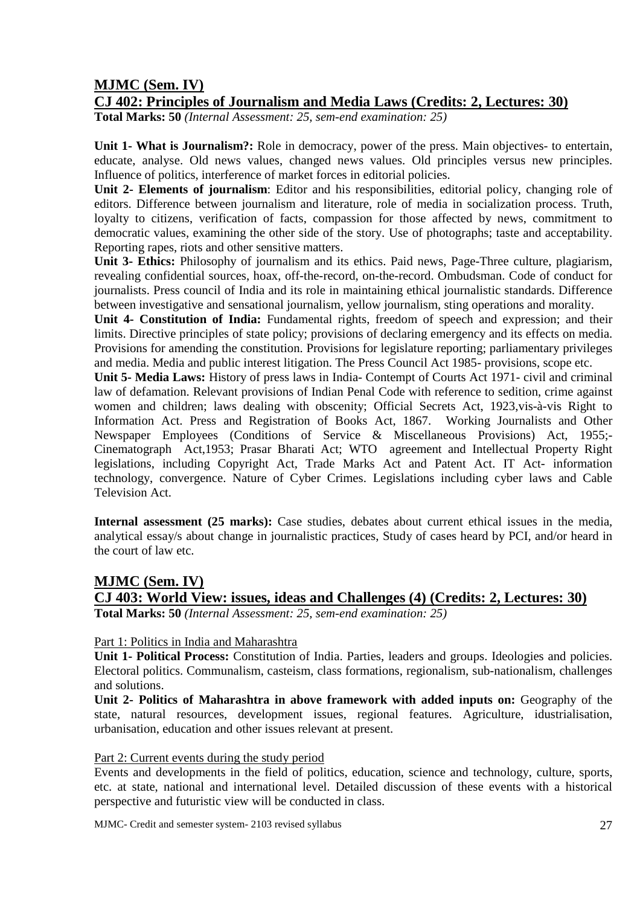## MJMC (Sem. IV)

## CJ 402: Principles of Journalism and Media Laws (Credits: 2, Lectures: 30)

**Total Marks: 50** *(Internal Assessment: 25, sem-end examination: 25)*

**Unit 1- What is Journalism?:** Role in democracy, power of the press. Main objectives- to entertain, educate, analyse. Old news values, changed news values. Old principles versus new principles. Influence of politics, interference of market forces in editorial policies.

**Unit 2- Elements of journalism**: Editor and his responsibilities, editorial policy, changing role of editors. Difference between journalism and literature, role of media in socialization process. Truth, loyalty to citizens, verification of facts, compassion for those affected by news, commitment to democratic values, examining the other side of the story. Use of photographs; taste and acceptability. Reporting rapes, riots and other sensitive matters.

**Unit 3- Ethics:** Philosophy of journalism and its ethics. Paid news, Page-Three culture, plagiarism, revealing confidential sources, hoax, off-the-record, on-the-record. Ombudsman. Code of conduct for journalists. Press council of India and its role in maintaining ethical journalistic standards. Difference between investigative and sensational journalism, yellow journalism, sting operations and morality.

**Unit 4- Constitution of India:** Fundamental rights, freedom of speech and expression; and their limits. Directive principles of state policy; provisions of declaring emergency and its effects on media. Provisions for amending the constitution. Provisions for legislature reporting; parliamentary privileges and media. Media and public interest litigation. The Press Council Act 1985- provisions, scope etc.

**Unit 5- Media Laws:** History of press laws in India- Contempt of Courts Act 1971- civil and criminal law of defamation. Relevant provisions of Indian Penal Code with reference to sedition, crime against women and children; laws dealing with obscenity; Official Secrets Act, 1923,vis-à-vis Right to Information Act. Press and Registration of Books Act, 1867. Working Journalists and Other Newspaper Employees (Conditions of Service & Miscellaneous Provisions) Act, 1955;- Cinematograph Act,1953; Prasar Bharati Act; WTO agreement and Intellectual Property Right legislations, including Copyright Act, Trade Marks Act and Patent Act. IT Act- information technology, convergence. Nature of Cyber Crimes. Legislations including cyber laws and Cable Television Act.

**Internal assessment (25 marks):** Case studies, debates about current ethical issues in the media, analytical essay/s about change in journalistic practices, Study of cases heard by PCI, and/or heard in the court of law etc.

## MJMC (Sem. IV)

## CJ 403: World View: issues, ideas and Challenges (4) (Credits: 2, Lectures: 30)

**Total Marks: 50** *(Internal Assessment: 25, sem-end examination: 25)*

Part 1: Politics in India and Maharashtra

**Unit 1- Political Process:** Constitution of India. Parties, leaders and groups. Ideologies and policies. Electoral politics. Communalism, casteism, class formations, regionalism, sub-nationalism, challenges and solutions.

**Unit 2- Politics of Maharashtra in above framework with added inputs on:** Geography of the state, natural resources, development issues, regional features. Agriculture, idustrialisation, urbanisation, education and other issues relevant at present.

Part 2: Current events during the study period

Events and developments in the field of politics, education, science and technology, culture, sports, etc. at state, national and international level. Detailed discussion of these events with a historical perspective and futuristic view will be conducted in class.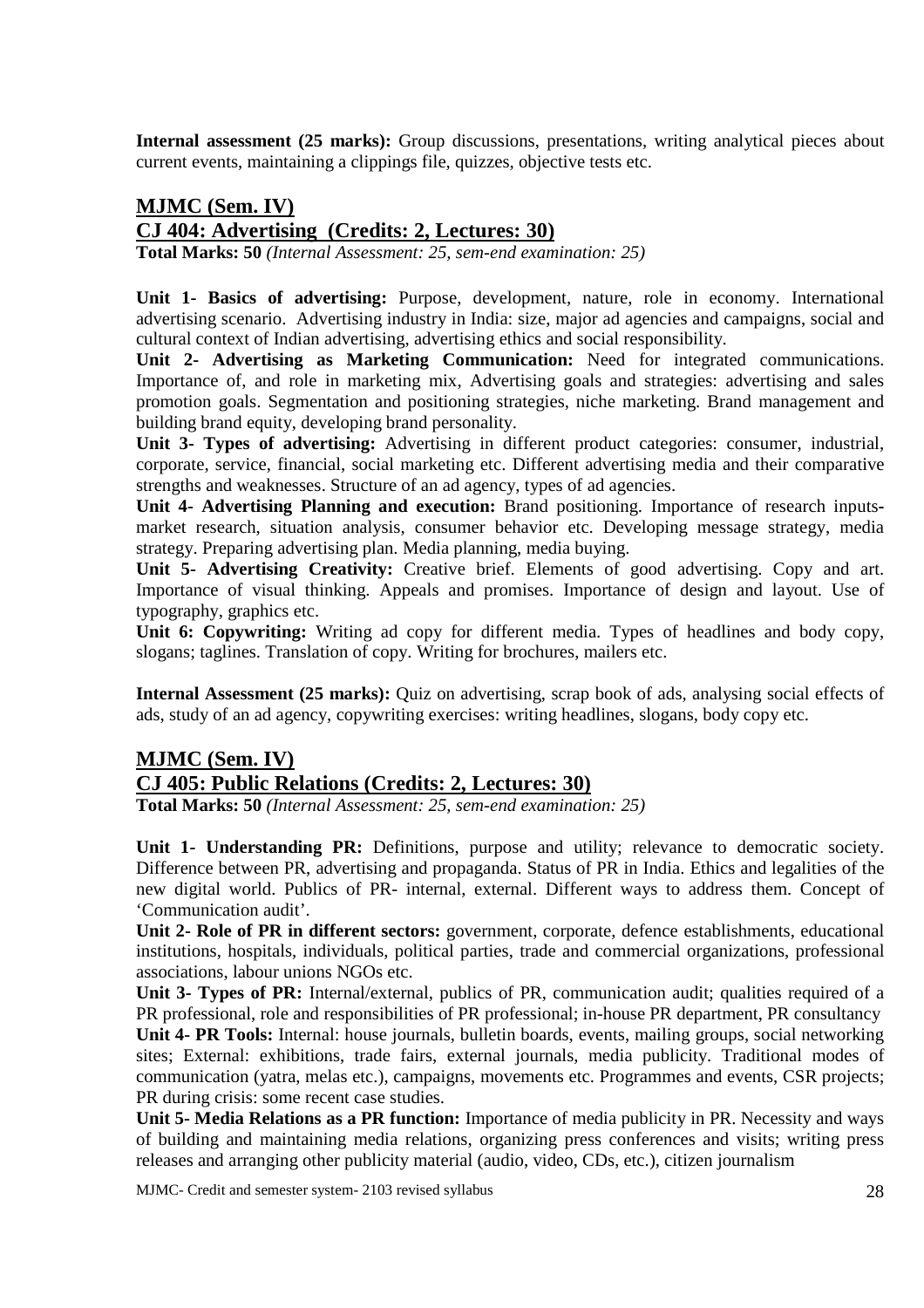**Internal assessment (25 marks):** Group discussions, presentations, writing analytical pieces about current events, maintaining a clippings file, quizzes, objective tests etc.

## MJMC (Sem. IV)

## CJ 404: Advertising (Credits: 2, Lectures: 30)

**Total Marks: 50** *(Internal Assessment: 25, sem-end examination: 25)*

**Unit 1- Basics of advertising:** Purpose, development, nature, role in economy. International advertising scenario. Advertising industry in India: size, major ad agencies and campaigns, social and cultural context of Indian advertising, advertising ethics and social responsibility.

**Unit 2- Advertising as Marketing Communication:** Need for integrated communications. Importance of, and role in marketing mix, Advertising goals and strategies: advertising and sales promotion goals. Segmentation and positioning strategies, niche marketing. Brand management and building brand equity, developing brand personality.

**Unit 3- Types of advertising:** Advertising in different product categories: consumer, industrial, corporate, service, financial, social marketing etc. Different advertising media and their comparative strengths and weaknesses. Structure of an ad agency, types of ad agencies.

**Unit 4- Advertising Planning and execution:** Brand positioning. Importance of research inputs- market research, situation analysis, consumer behavior etc. Developing message strategy, media strategy. Preparing advertising plan. Media planning, media buying.

**Unit 5- Advertising Creativity:** Creative brief. Elements of good advertising. Copy and art. Importance of visual thinking. Appeals and promises. Importance of design and layout. Use of typography, graphics etc.

**Unit 6: Copywriting:** Writing ad copy for different media. Types of headlines and body copy, slogans; taglines. Translation of copy. Writing for brochures, mailers etc.

**Internal Assessment (25 marks):** Quiz on advertising, scrap book of ads, analysing social effects of ads, study of an ad agency, copywriting exercises: writing headlines, slogans, body copy etc.

## MJMC (Sem. IV)

## CJ 405: Public Relations (Credits: 2, Lectures: 30)

**Total Marks: 50** *(Internal Assessment: 25, sem-end examination: 25)*

**Unit 1- Understanding PR:** Definitions, purpose and utility; relevance to democratic society. Difference between PR, advertising and propaganda. Status of PR in India. Ethics and legalities of the new digital world. Publics of PR- internal, external. Different ways to address them. Concept of 'Communication audit'.

**Unit 2- Role of PR in different sectors:** government, corporate, defence establishments, educational institutions, hospitals, individuals, political parties, trade and commercial organizations, professional associations, labour unions NGOs etc.

**Unit 3- Types of PR:** Internal/external, publics of PR, communication audit; qualities required of a PR professional, role and responsibilities of PR professional; in-house PR department, PR consultancy

**Unit 4- PR Tools:** Internal: house journals, bulletin boards, events, mailing groups, social networking sites; External: exhibitions, trade fairs, external journals, media publicity. Traditional modes of communication (yatra, melas etc.), campaigns, movements etc. Programmes and events, CSR projects; PR during crisis: some recent case studies.

**Unit 5- Media Relations as a PR function:** Importance of media publicity in PR. Necessity and ways of building and maintaining media relations, organizing press conferences and visits; writing press releases and arranging other publicity material (audio, video, CDs, etc.), citizen journalism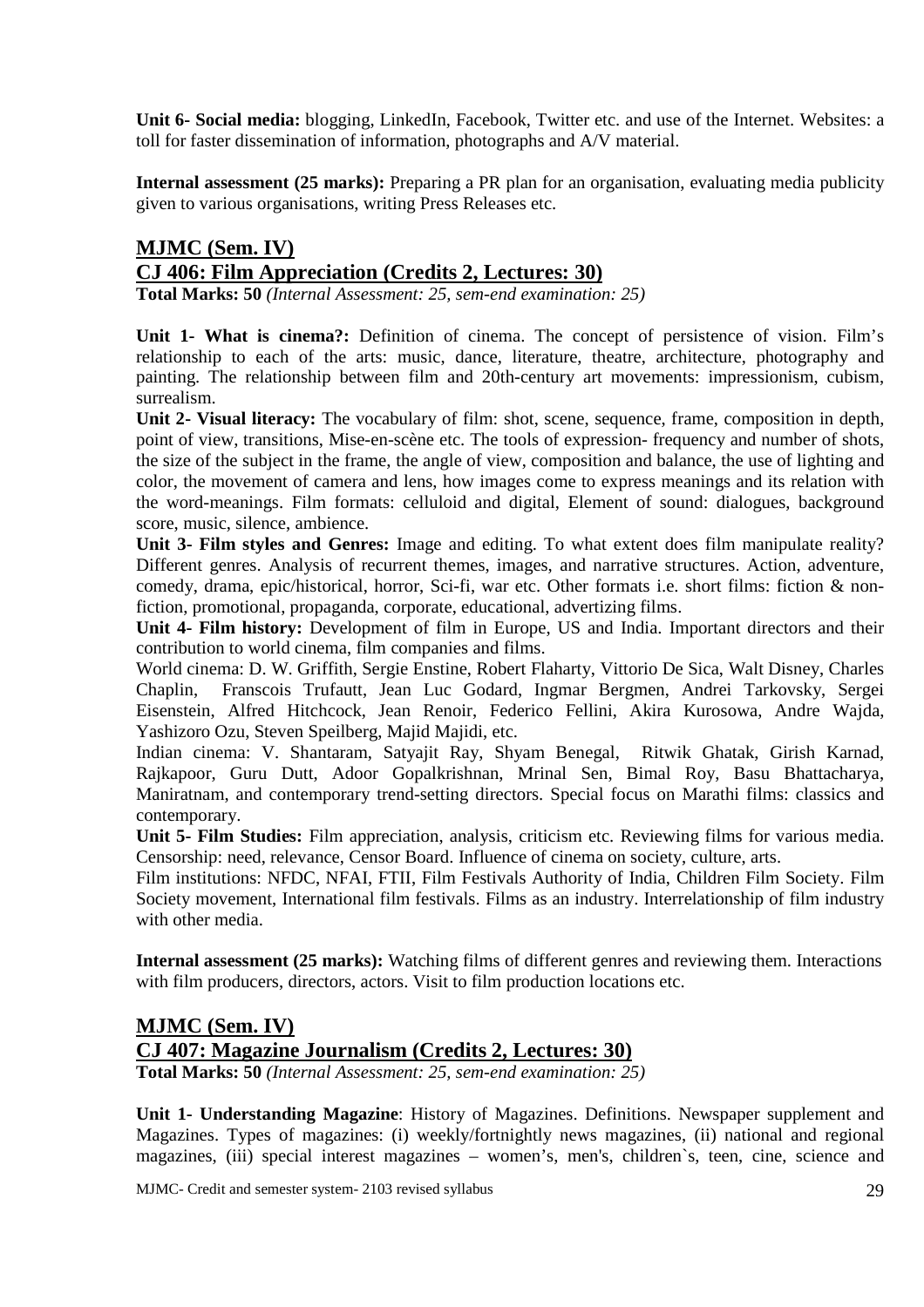**Unit 6- Social media:** blogging, LinkedIn, Facebook, Twitter etc. and use of the Internet. Websites: a toll for faster dissemination of information, photographs and A/V material.

**Internal assessment (25 marks):** Preparing a PR plan for an organisation, evaluating media publicity given to various organisations, writing Press Releases etc.

## MJMC (Sem. IV)
## CJ 406: Film Appreciation (Credits 2, Lectures: 30)

**Total Marks: 50** *(Internal Assessment: 25, sem-end examination: 25)*

**Unit 1- What is cinema?:** Definition of cinema. The concept of persistence of vision. Film's relationship to each of the arts: music, dance, literature, theatre, architecture, photography and painting. The relationship between film and 20th-century art movements: impressionism, cubism, surrealism.

**Unit 2- Visual literacy:** The vocabulary of film: shot, scene, sequence, frame, composition in depth, point of view, transitions, Mise-en-scène etc. The tools of expression- frequency and number of shots, the size of the subject in the frame, the angle of view, composition and balance, the use of lighting and color, the movement of camera and lens, how images come to express meanings and its relation with the word-meanings. Film formats: celluloid and digital, Element of sound: dialogues, background score, music, silence, ambience.

**Unit 3- Film styles and Genres:** Image and editing. To what extent does film manipulate reality? Different genres. Analysis of recurrent themes, images, and narrative structures. Action, adventure, comedy, drama, epic/historical, horror, Sci-fi, war etc. Other formats i.e. short films: fiction & non-fiction, promotional, propaganda, corporate, educational, advertizing films.

**Unit 4- Film history:** Development of film in Europe, US and India. Important directors and their contribution to world cinema, film companies and films.

World cinema: D. W. Griffith, Sergie Enstine, Robert Flaharty, Vittorio De Sica, Walt Disney, Charles Chaplin, Franscois Trufautt, Jean Luc Godard, Ingmar Bergmen, Andrei Tarkovsky, Sergei Eisenstein, Alfred Hitchcock, Jean Renoir, Federico Fellini, Akira Kurosowa, Andre Wajda, Yashizoro Ozu, Steven Speilberg, Majid Majidi, etc.

Indian cinema: V. Shantaram, Satyajit Ray, Shyam Benegal, Ritwik Ghatak, Girish Karnad, Rajkapoor, Guru Dutt, Adoor Gopalkrishnan, Mrinal Sen, Bimal Roy, Basu Bhattacharya, Maniratnam, and contemporary trend-setting directors. Special focus on Marathi films: classics and contemporary.

**Unit 5- Film Studies:** Film appreciation, analysis, criticism etc. Reviewing films for various media. Censorship: need, relevance, Censor Board. Influence of cinema on society, culture, arts.

Film institutions: NFDC, NFAI, FTII, Film Festivals Authority of India, Children Film Society. Film Society movement, International film festivals. Films as an industry. Interrelationship of film industry with other media.

**Internal assessment (25 marks):** Watching films of different genres and reviewing them. Interactions with film producers, directors, actors. Visit to film production locations etc.

## MJMC (Sem. IV)
## CJ 407: Magazine Journalism (Credits 2, Lectures: 30)

**Total Marks: 50** *(Internal Assessment: 25, sem-end examination: 25)*

**Unit 1- Understanding Magazine**: History of Magazines. Definitions. Newspaper supplement and Magazines. Types of magazines: (i) weekly/fortnightly news magazines, (ii) national and regional magazines, (iii) special interest magazines – women's, men's, children`s, teen, cine, science and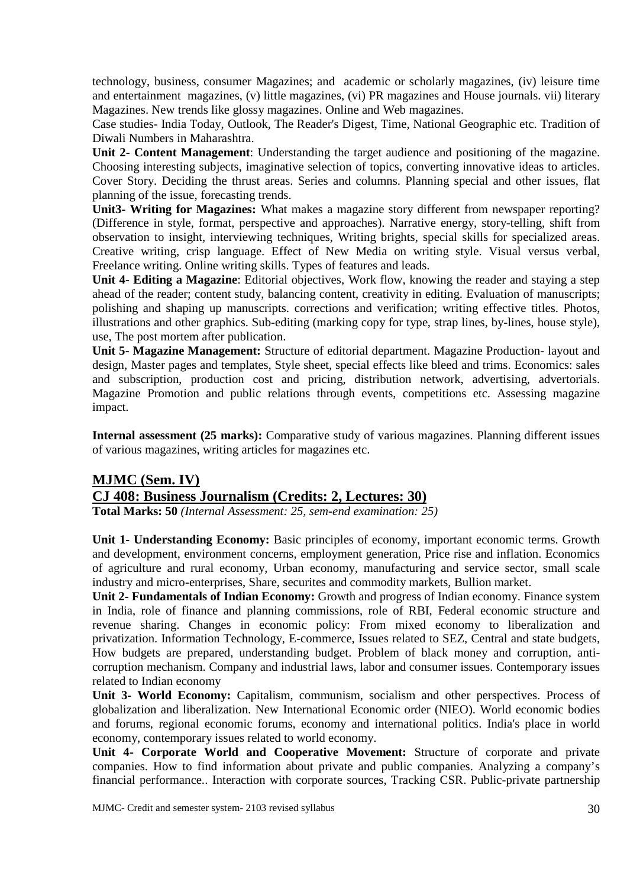technology, business, consumer Magazines; and academic or scholarly magazines, (iv) leisure time and entertainment magazines, (v) little magazines, (vi) PR magazines and House journals. vii) literary Magazines. New trends like glossy magazines. Online and Web magazines.

Case studies- India Today, Outlook, The Reader's Digest, Time, National Geographic etc. Tradition of Diwali Numbers in Maharashtra.

**Unit 2- Content Management**: Understanding the target audience and positioning of the magazine. Choosing interesting subjects, imaginative selection of topics, converting innovative ideas to articles. Cover Story. Deciding the thrust areas. Series and columns. Planning special and other issues, flat planning of the issue, forecasting trends.

**Unit3- Writing for Magazines:** What makes a magazine story different from newspaper reporting? (Difference in style, format, perspective and approaches). Narrative energy, story-telling, shift from observation to insight, interviewing techniques, Writing brights, special skills for specialized areas. Creative writing, crisp language. Effect of New Media on writing style. Visual versus verbal, Freelance writing. Online writing skills. Types of features and leads.

**Unit 4- Editing a Magazine**: Editorial objectives, Work flow, knowing the reader and staying a step ahead of the reader; content study, balancing content, creativity in editing. Evaluation of manuscripts; polishing and shaping up manuscripts. corrections and verification; writing effective titles. Photos, illustrations and other graphics. Sub-editing (marking copy for type, strap lines, by-lines, house style), use, The post mortem after publication.

**Unit 5- Magazine Management:** Structure of editorial department. Magazine Production- layout and design, Master pages and templates, Style sheet, special effects like bleed and trims. Economics: sales and subscription, production cost and pricing, distribution network, advertising, advertorials. Magazine Promotion and public relations through events, competitions etc. Assessing magazine impact.

**Internal assessment (25 marks):** Comparative study of various magazines. Planning different issues of various magazines, writing articles for magazines etc.

## MJMC (Sem. IV)

## CJ 408: Business Journalism (Credits: 2, Lectures: 30)

**Total Marks: 50** *(Internal Assessment: 25, sem-end examination: 25)*

**Unit 1- Understanding Economy:** Basic principles of economy, important economic terms. Growth and development, environment concerns, employment generation, Price rise and inflation. Economics of agriculture and rural economy, Urban economy, manufacturing and service sector, small scale industry and micro-enterprises, Share, securites and commodity markets, Bullion market.

**Unit 2- Fundamentals of Indian Economy:** Growth and progress of Indian economy. Finance system in India, role of finance and planning commissions, role of RBI, Federal economic structure and revenue sharing. Changes in economic policy: From mixed economy to liberalization and privatization. Information Technology, E-commerce, Issues related to SEZ, Central and state budgets, How budgets are prepared, understanding budget. Problem of black money and corruption, anti-corruption mechanism. Company and industrial laws, labor and consumer issues. Contemporary issues related to Indian economy

**Unit 3- World Economy:** Capitalism, communism, socialism and other perspectives. Process of globalization and liberalization. New International Economic order (NIEO). World economic bodies and forums, regional economic forums, economy and international politics. India's place in world economy, contemporary issues related to world economy.

**Unit 4- Corporate World and Cooperative Movement:** Structure of corporate and private companies. How to find information about private and public companies. Analyzing a company's financial performance.. Interaction with corporate sources, Tracking CSR. Public-private partnership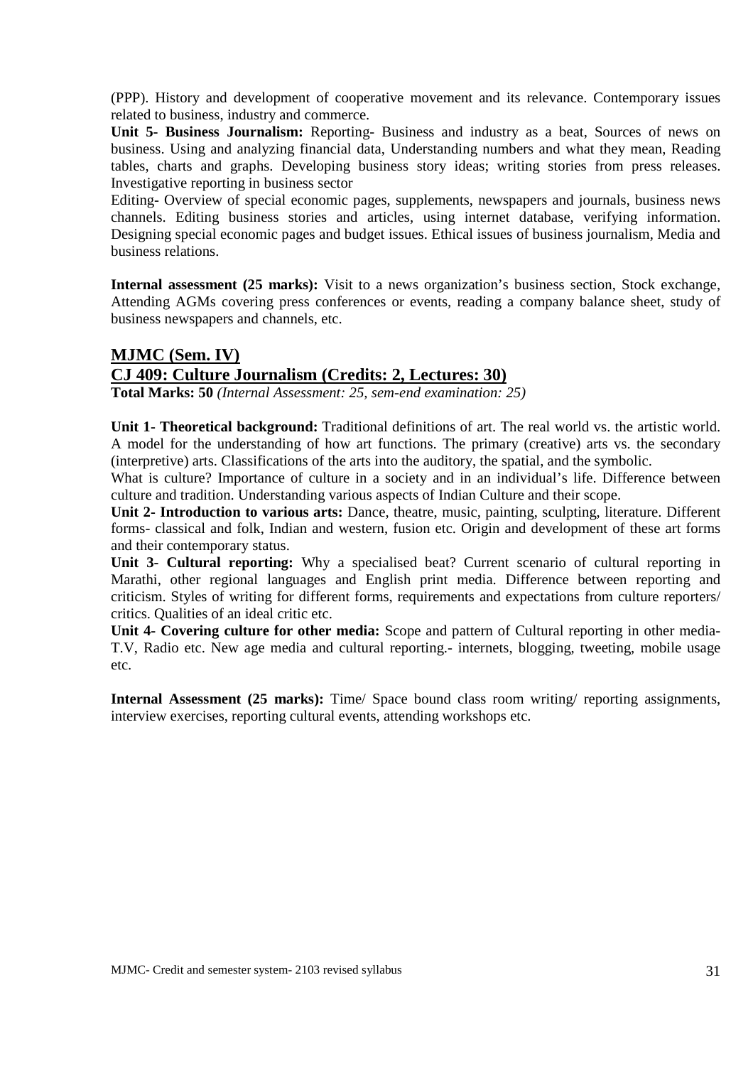(PPP). History and development of cooperative movement and its relevance. Contemporary issues related to business, industry and commerce.

**Unit 5- Business Journalism:** Reporting- Business and industry as a beat, Sources of news on business. Using and analyzing financial data, Understanding numbers and what they mean, Reading tables, charts and graphs. Developing business story ideas; writing stories from press releases. Investigative reporting in business sector

Editing- Overview of special economic pages, supplements, newspapers and journals, business news channels. Editing business stories and articles, using internet database, verifying information. Designing special economic pages and budget issues. Ethical issues of business journalism, Media and business relations.

**Internal assessment (25 marks):** Visit to a news organization's business section, Stock exchange, Attending AGMs covering press conferences or events, reading a company balance sheet, study of business newspapers and channels, etc.

## MJMC (Sem. IV)

## CJ 409: Culture Journalism (Credits: 2, Lectures: 30)

**Total Marks: 50** *(Internal Assessment: 25, sem-end examination: 25)*

**Unit 1- Theoretical background:** Traditional definitions of art. The real world vs. the artistic world. A model for the understanding of how art functions. The primary (creative) arts vs. the secondary (interpretive) arts. Classifications of the arts into the auditory, the spatial, and the symbolic.

What is culture? Importance of culture in a society and in an individual's life. Difference between culture and tradition. Understanding various aspects of Indian Culture and their scope.

**Unit 2- Introduction to various arts:** Dance, theatre, music, painting, sculpting, literature. Different forms- classical and folk, Indian and western, fusion etc. Origin and development of these art forms and their contemporary status.

**Unit 3- Cultural reporting:** Why a specialised beat? Current scenario of cultural reporting in Marathi, other regional languages and English print media. Difference between reporting and criticism. Styles of writing for different forms, requirements and expectations from culture reporters/ critics. Qualities of an ideal critic etc.

**Unit 4- Covering culture for other media:** Scope and pattern of Cultural reporting in other media- T.V, Radio etc. New age media and cultural reporting.- internets, blogging, tweeting, mobile usage etc.

**Internal Assessment (25 marks):** Time/ Space bound class room writing/ reporting assignments, interview exercises, reporting cultural events, attending workshops etc.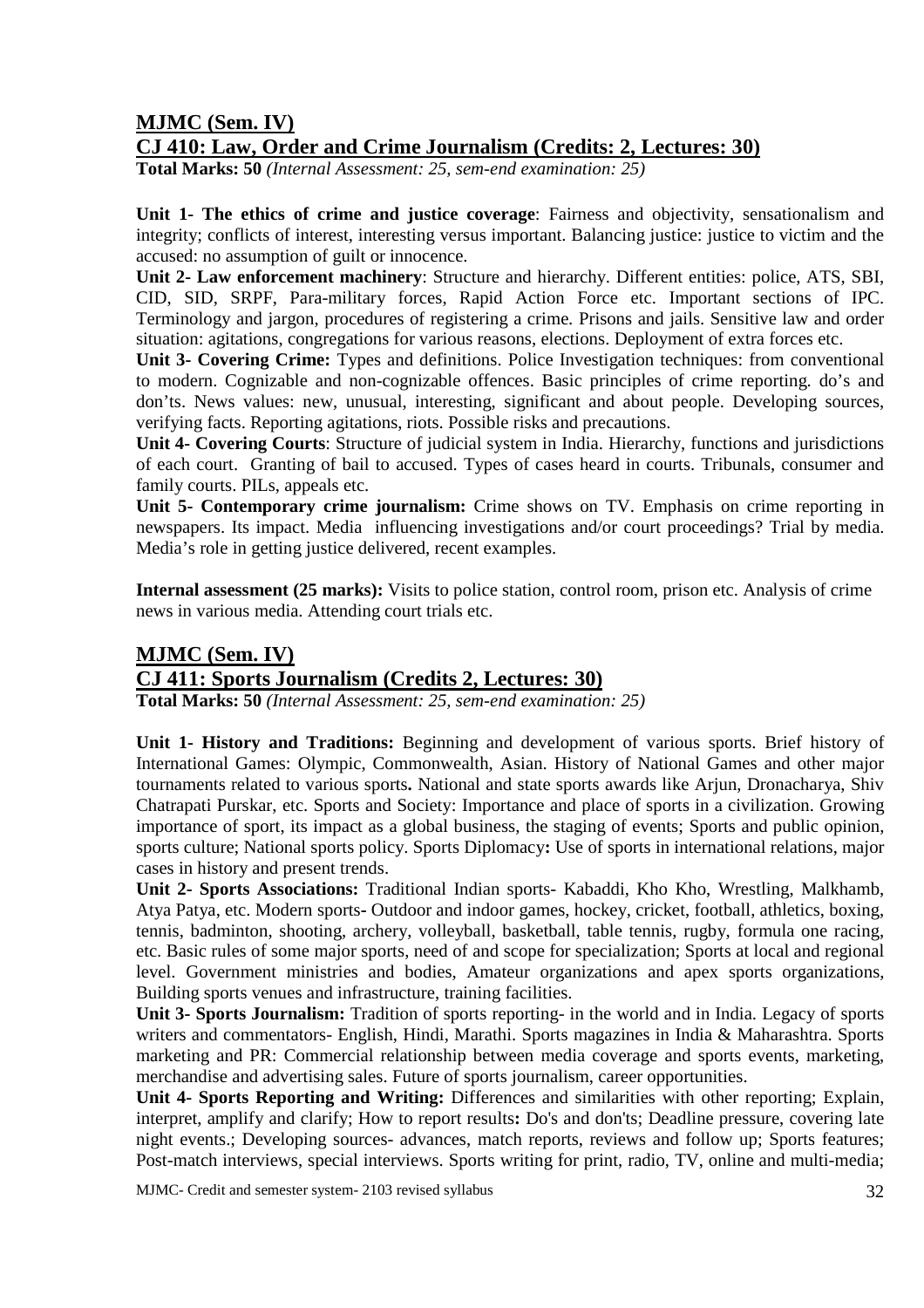## MJMC (Sem. IV)

## CJ 410: Law, Order and Crime Journalism (Credits: 2, Lectures: 30)

**Total Marks: 50** *(Internal Assessment: 25, sem-end examination: 25)*

**Unit 1- The ethics of crime and justice coverage**: Fairness and objectivity, sensationalism and integrity; conflicts of interest, interesting versus important. Balancing justice: justice to victim and the accused: no assumption of guilt or innocence.

**Unit 2- Law enforcement machinery**: Structure and hierarchy. Different entities: police, ATS, SBI, CID, SID, SRPF, Para-military forces, Rapid Action Force etc. Important sections of IPC. Terminology and jargon, procedures of registering a crime. Prisons and jails. Sensitive law and order situation: agitations, congregations for various reasons, elections. Deployment of extra forces etc.

**Unit 3- Covering Crime:** Types and definitions. Police Investigation techniques: from conventional to modern. Cognizable and non-cognizable offences. Basic principles of crime reporting. do's and don'ts. News values: new, unusual, interesting, significant and about people. Developing sources, verifying facts. Reporting agitations, riots. Possible risks and precautions.

**Unit 4- Covering Courts**: Structure of judicial system in India. Hierarchy, functions and jurisdictions of each court. Granting of bail to accused. Types of cases heard in courts. Tribunals, consumer and family courts. PILs, appeals etc.

**Unit 5- Contemporary crime journalism:** Crime shows on TV. Emphasis on crime reporting in newspapers. Its impact. Media influencing investigations and/or court proceedings? Trial by media. Media's role in getting justice delivered, recent examples.

**Internal assessment (25 marks):** Visits to police station, control room, prison etc. Analysis of crime news in various media. Attending court trials etc.

## MJMC (Sem. IV)

## CJ 411: Sports Journalism (Credits 2, Lectures: 30)

**Total Marks: 50** *(Internal Assessment: 25, sem-end examination: 25)*

**Unit 1- History and Traditions:** Beginning and development of various sports. Brief history of International Games: Olympic, Commonwealth, Asian. History of National Games and other major tournaments related to various sports**.** National and state sports awards like Arjun, Dronacharya, Shiv Chatrapati Purskar, etc. Sports and Society: Importance and place of sports in a civilization. Growing importance of sport, its impact as a global business, the staging of events; Sports and public opinion, sports culture; National sports policy. Sports Diplomacy**:** Use of sports in international relations, major cases in history and present trends.

**Unit 2- Sports Associations:** Traditional Indian sports- Kabaddi, Kho Kho, Wrestling, Malkhamb, Atya Patya, etc. Modern sports**-** Outdoor and indoor games, hockey, cricket, football, athletics, boxing, tennis, badminton, shooting, archery, volleyball, basketball, table tennis, rugby, formula one racing, etc. Basic rules of some major sports, need of and scope for specialization; Sports at local and regional level. Government ministries and bodies, Amateur organizations and apex sports organizations, Building sports venues and infrastructure, training facilities.

**Unit 3- Sports Journalism:** Tradition of sports reporting- in the world and in India. Legacy of sports writers and commentators- English, Hindi, Marathi. Sports magazines in India & Maharashtra. Sports marketing and PR: Commercial relationship between media coverage and sports events, marketing, merchandise and advertising sales. Future of sports journalism, career opportunities.

**Unit 4- Sports Reporting and Writing:** Differences and similarities with other reporting; Explain, interpret, amplify and clarify; How to report results**:** Do's and don'ts; Deadline pressure, covering late night events.; Developing sources- advances, match reports, reviews and follow up; Sports features; Post-match interviews, special interviews. Sports writing for print, radio, TV, online and multi-media;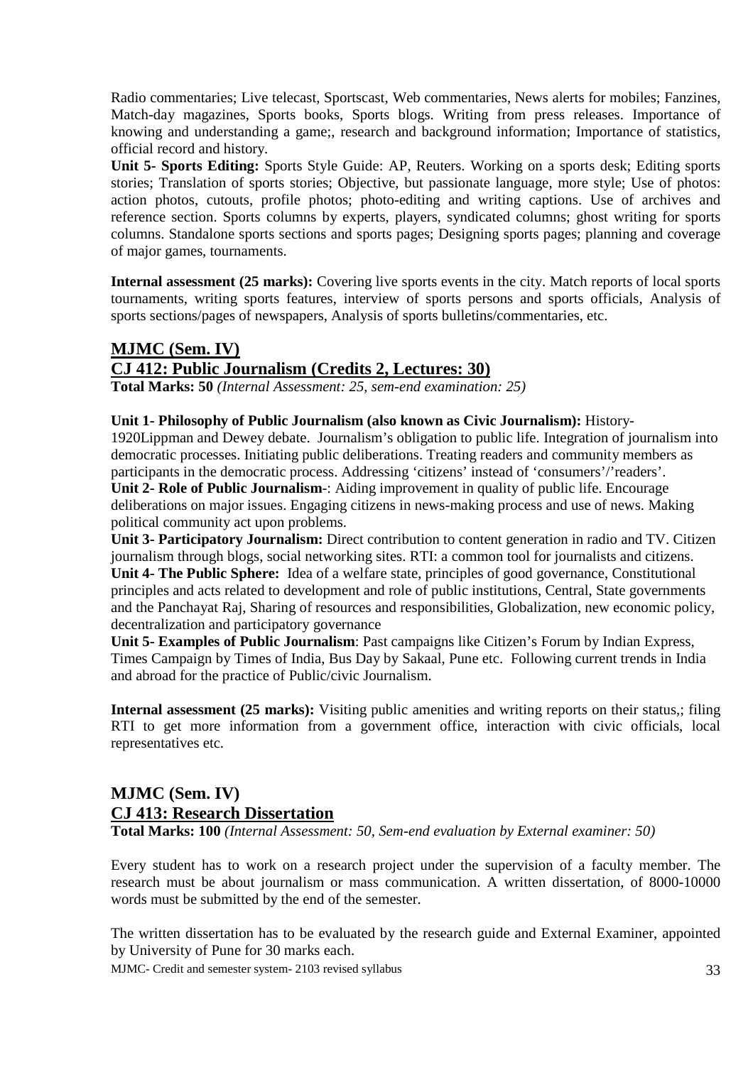Radio commentaries; Live telecast, Sportscast, Web commentaries, News alerts for mobiles; Fanzines, Match-day magazines, Sports books, Sports blogs. Writing from press releases. Importance of knowing and understanding a game;, research and background information; Importance of statistics, official record and history.

**Unit 5- Sports Editing:** Sports Style Guide: AP, Reuters. Working on a sports desk; Editing sports stories; Translation of sports stories; Objective, but passionate language, more style; Use of photos: action photos, cutouts, profile photos; photo-editing and writing captions. Use of archives and reference section. Sports columns by experts, players, syndicated columns; ghost writing for sports columns. Standalone sports sections and sports pages; Designing sports pages; planning and coverage of major games, tournaments.

**Internal assessment (25 marks):** Covering live sports events in the city. Match reports of local sports tournaments, writing sports features, interview of sports persons and sports officials, Analysis of sports sections/pages of newspapers, Analysis of sports bulletins/commentaries, etc.

## MJMC (Sem. IV)
## CJ 412: Public Journalism (Credits 2, Lectures: 30)

**Total Marks: 50** *(Internal Assessment: 25, sem-end examination: 25)*

**Unit 1- Philosophy of Public Journalism (also known as Civic Journalism):** History- 1920Lippman and Dewey debate. Journalism's obligation to public life. Integration of journalism into democratic processes. Initiating public deliberations. Treating readers and community members as participants in the democratic process. Addressing 'citizens' instead of 'consumers'/'readers'.

**Unit 2- Role of Public Journalism**-: Aiding improvement in quality of public life. Encourage deliberations on major issues. Engaging citizens in news-making process and use of news. Making political community act upon problems.

**Unit 3- Participatory Journalism:** Direct contribution to content generation in radio and TV. Citizen journalism through blogs, social networking sites. RTI: a common tool for journalists and citizens.

**Unit 4- The Public Sphere:** Idea of a welfare state, principles of good governance, Constitutional principles and acts related to development and role of public institutions, Central, State governments and the Panchayat Raj, Sharing of resources and responsibilities, Globalization, new economic policy, decentralization and participatory governance

**Unit 5- Examples of Public Journalism**: Past campaigns like Citizen's Forum by Indian Express, Times Campaign by Times of India, Bus Day by Sakaal, Pune etc. Following current trends in India and abroad for the practice of Public/civic Journalism.

**Internal assessment (25 marks):** Visiting public amenities and writing reports on their status,; filing RTI to get more information from a government office, interaction with civic officials, local representatives etc.

## MJMC (Sem. IV)
## CJ 413: Research Dissertation

**Total Marks: 100** *(Internal Assessment: 50, Sem-end evaluation by External examiner: 50)*

Every student has to work on a research project under the supervision of a faculty member. The research must be about journalism or mass communication. A written dissertation, of 8000-10000 words must be submitted by the end of the semester.

The written dissertation has to be evaluated by the research guide and External Examiner, appointed by University of Pune for 30 marks each.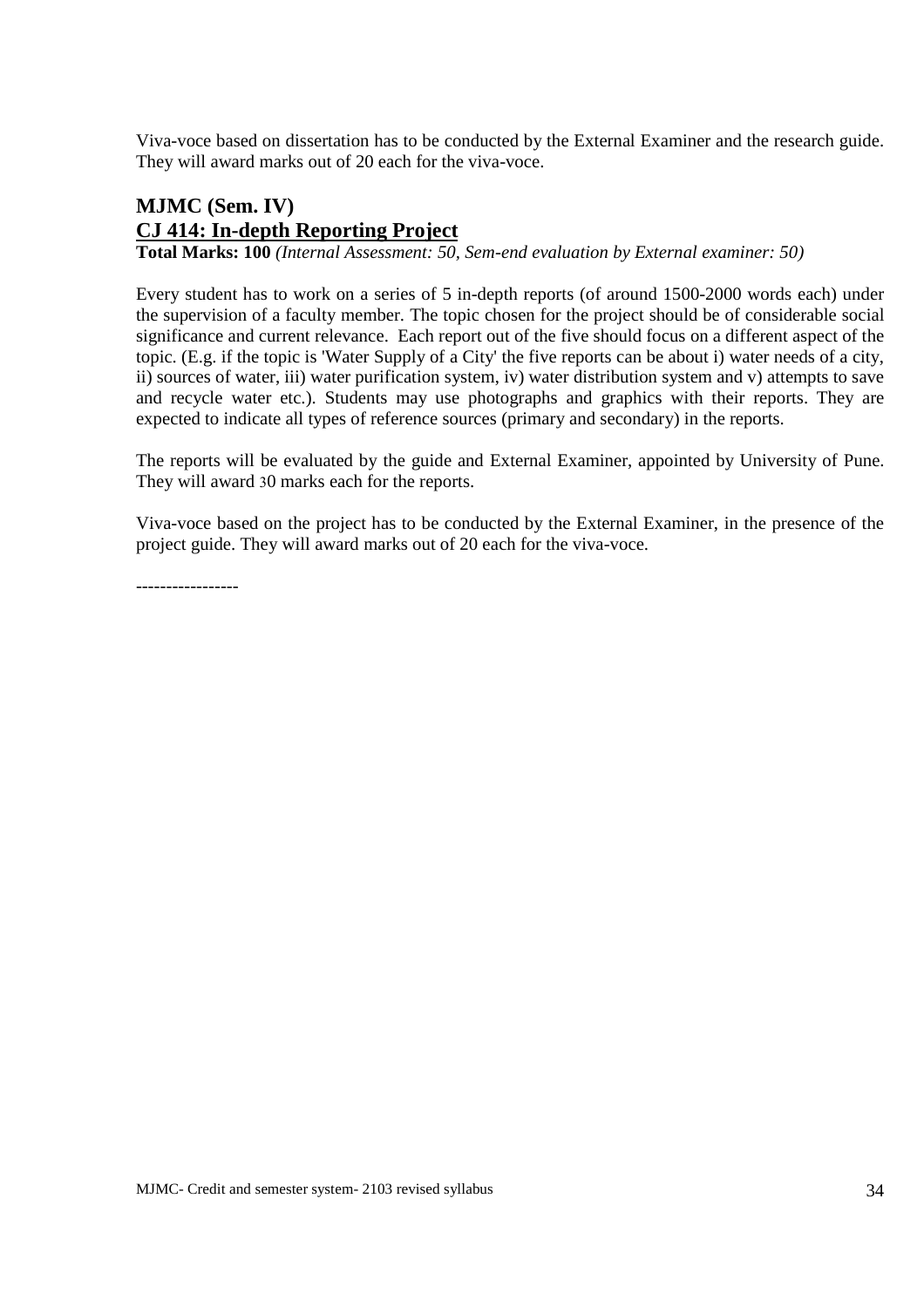Viva-voce based on dissertation has to be conducted by the External Examiner and the research guide. They will award marks out of 20 each for the viva-voce.

## MJMC (Sem. IV)
## CJ 414: In-depth Reporting Project

**Total Marks: 100** *(Internal Assessment: 50, Sem-end evaluation by External examiner: 50)*

Every student has to work on a series of 5 in-depth reports (of around 1500-2000 words each) under the supervision of a faculty member. The topic chosen for the project should be of considerable social significance and current relevance. Each report out of the five should focus on a different aspect of the topic. (E.g. if the topic is 'Water Supply of a City' the five reports can be about i) water needs of a city, ii) sources of water, iii) water purification system, iv) water distribution system and v) attempts to save and recycle water etc.). Students may use photographs and graphics with their reports. They are expected to indicate all types of reference sources (primary and secondary) in the reports.

The reports will be evaluated by the guide and External Examiner, appointed by University of Pune. They will award 30 marks each for the reports.

Viva-voce based on the project has to be conducted by the External Examiner, in the presence of the project guide. They will award marks out of 20 each for the viva-voce.

----------------